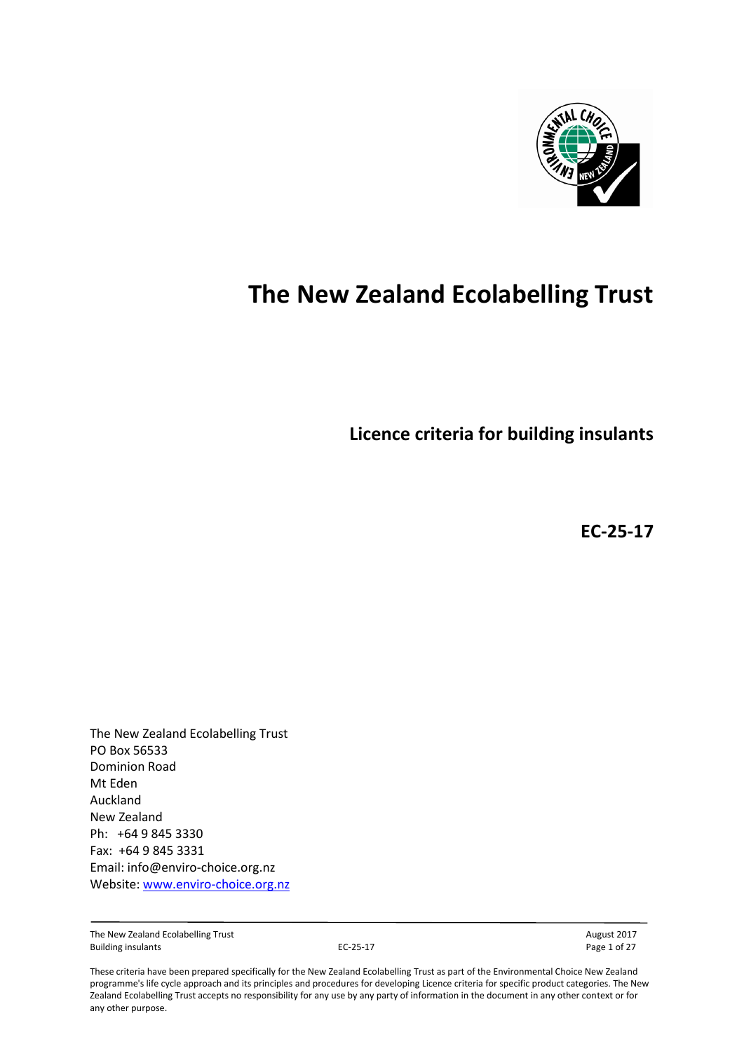# The New Zealand Ecolabelling Trust

## Licence criteria for building insulants

**EC-25-17**

The New Zealand Ecolabelling Trust
PO Box 56533
Dominion Road
Mt Eden
Auckland
New Zealand
Ph: +64 9 845 3330
Fax: +64 9 845 3331
Email: info@enviro-choice.org.nz
Website: [www.enviro-choice.org.nz](http://www.enviro-choice.org.nz)

These criteria have been prepared specifically for the New Zealand Ecolabelling Trust as part of the Environmental Choice New Zealand programme's life cycle approach and its principles and procedures for developing Licence criteria for specific product categories. The New Zealand Ecolabelling Trust accepts no responsibility for any use by any party of information in the document in any other context or for any other purpose.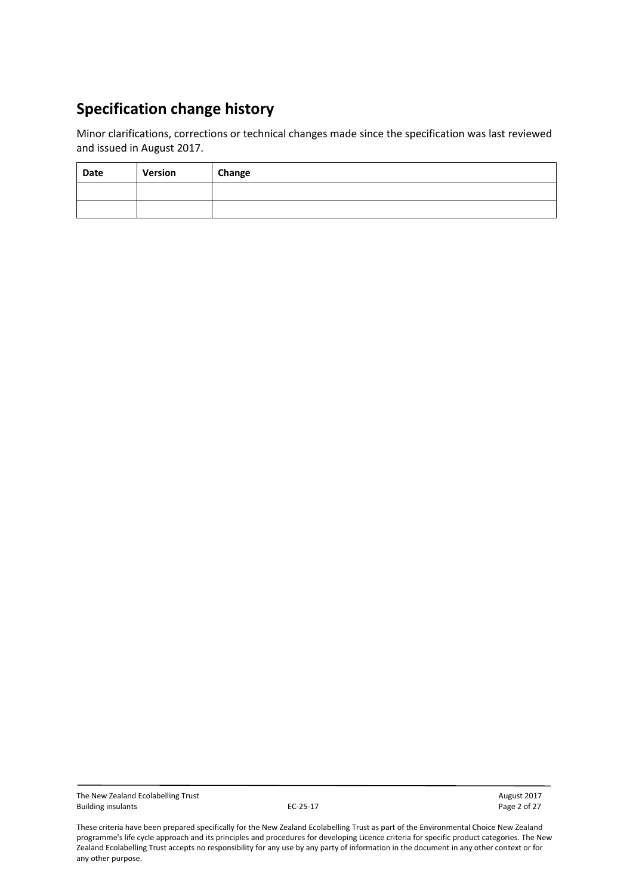## Specification change history

Minor clarifications, corrections or technical changes made since the specification was last reviewed and issued in August 2017.

| Date | Version | Change |
| --- | --- | --- |
| | | |
| | | |

These criteria have been prepared specifically for the New Zealand Ecolabelling Trust as part of the Environmental Choice New Zealand programme's life cycle approach and its principles and procedures for developing Licence criteria for specific product categories. The New Zealand Ecolabelling Trust accepts no responsibility for any use by any party of information in the document in any other context or for any other purpose.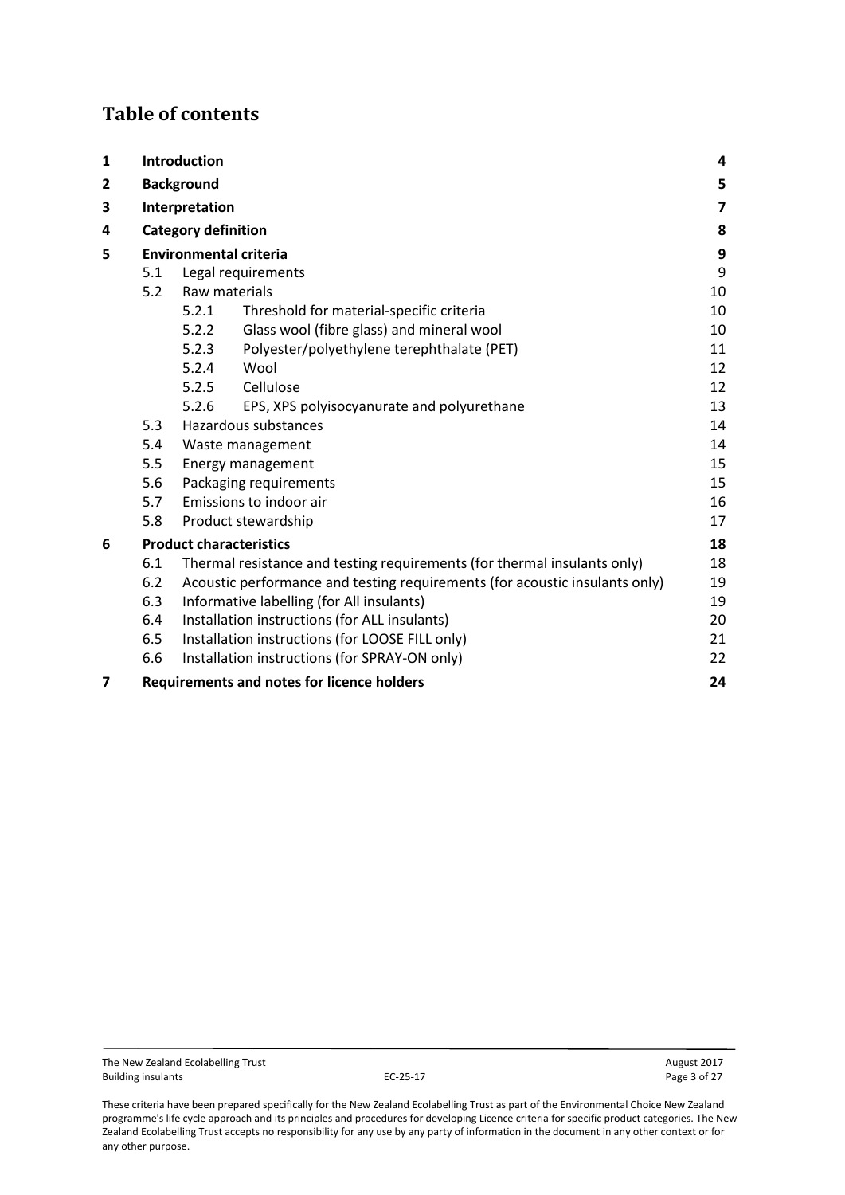# Table of contents

| | | | |
|---|---|---|---|
| **1** | **Introduction** | | **4** |
| **2** | **Background** | | **5** |
| **3** | **Interpretation** | | **7** |
| **4** | **Category definition** | | **8** |
| **5** | **Environmental criteria** | | **9** |
| | 5.1 | Legal requirements | 9 |
| | 5.2 | Raw materials | 10 |
| | | 5.2.1 Threshold for material-specific criteria | 10 |
| | | 5.2.2 Glass wool (fibre glass) and mineral wool | 10 |
| | | 5.2.3 Polyester/polyethylene terephthalate (PET) | 11 |
| | | 5.2.4 Wool | 12 |
| | | 5.2.5 Cellulose | 12 |
| | | 5.2.6 EPS, XPS polyisocyanurate and polyurethane | 13 |
| | 5.3 | Hazardous substances | 14 |
| | 5.4 | Waste management | 14 |
| | 5.5 | Energy management | 15 |
| | 5.6 | Packaging requirements | 15 |
| | 5.7 | Emissions to indoor air | 16 |
| | 5.8 | Product stewardship | 17 |
| **6** | **Product characteristics** | | **18** |
| | 6.1 | Thermal resistance and testing requirements (for thermal insulants only) | 18 |
| | 6.2 | Acoustic performance and testing requirements (for acoustic insulants only) | 19 |
| | 6.3 | Informative labelling (for All insulants) | 19 |
| | 6.4 | Installation instructions (for ALL insulants) | 20 |
| | 6.5 | Installation instructions (for LOOSE FILL only) | 21 |
| | 6.6 | Installation instructions (for SPRAY-ON only) | 22 |
| **7** | **Requirements and notes for licence holders** | | **24** |

These criteria have been prepared specifically for the New Zealand Ecolabelling Trust as part of the Environmental Choice New Zealand programme's life cycle approach and its principles and procedures for developing Licence criteria for specific product categories. The New Zealand Ecolabelling Trust accepts no responsibility for any use by any party of information in the document in any other context or for any other purpose.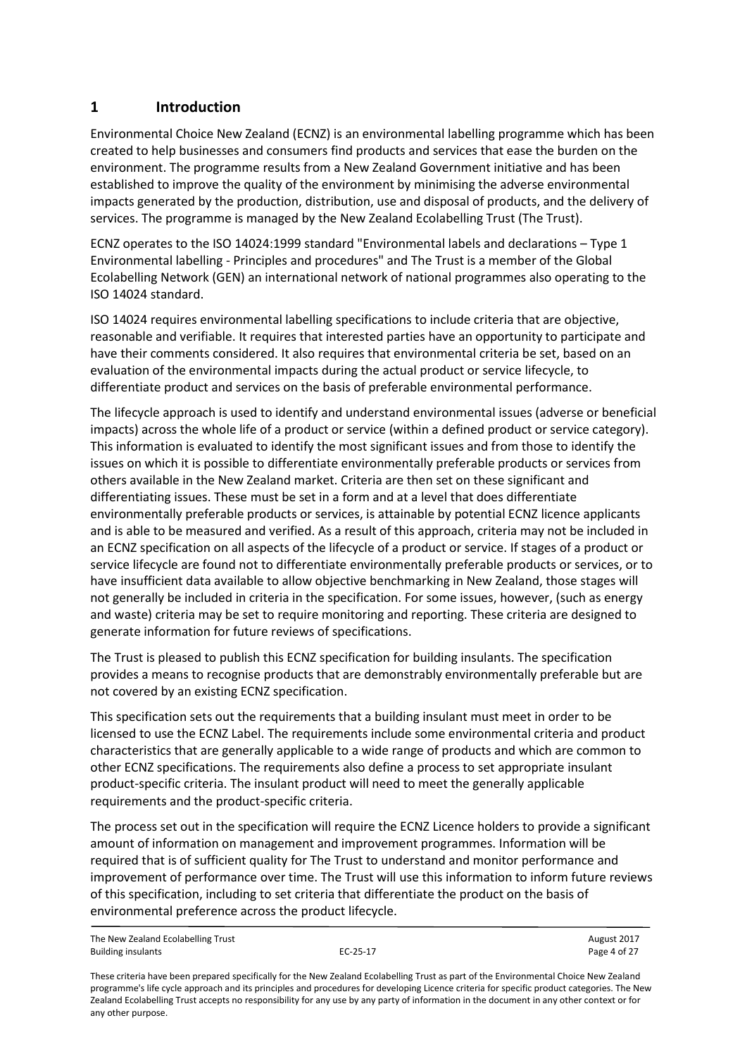# 1 Introduction

Environmental Choice New Zealand (ECNZ) is an environmental labelling programme which has been created to help businesses and consumers find products and services that ease the burden on the environment. The programme results from a New Zealand Government initiative and has been established to improve the quality of the environment by minimising the adverse environmental impacts generated by the production, distribution, use and disposal of products, and the delivery of services. The programme is managed by the New Zealand Ecolabelling Trust (The Trust).

ECNZ operates to the ISO 14024:1999 standard "Environmental labels and declarations – Type 1 Environmental labelling - Principles and procedures" and The Trust is a member of the Global Ecolabelling Network (GEN) an international network of national programmes also operating to the ISO 14024 standard.

ISO 14024 requires environmental labelling specifications to include criteria that are objective, reasonable and verifiable. It requires that interested parties have an opportunity to participate and have their comments considered. It also requires that environmental criteria be set, based on an evaluation of the environmental impacts during the actual product or service lifecycle, to differentiate product and services on the basis of preferable environmental performance.

The lifecycle approach is used to identify and understand environmental issues (adverse or beneficial impacts) across the whole life of a product or service (within a defined product or service category). This information is evaluated to identify the most significant issues and from those to identify the issues on which it is possible to differentiate environmentally preferable products or services from others available in the New Zealand market. Criteria are then set on these significant and differentiating issues. These must be set in a form and at a level that does differentiate environmentally preferable products or services, is attainable by potential ECNZ licence applicants and is able to be measured and verified. As a result of this approach, criteria may not be included in an ECNZ specification on all aspects of the lifecycle of a product or service. If stages of a product or service lifecycle are found not to differentiate environmentally preferable products or services, or to have insufficient data available to allow objective benchmarking in New Zealand, those stages will not generally be included in criteria in the specification. For some issues, however, (such as energy and waste) criteria may be set to require monitoring and reporting. These criteria are designed to generate information for future reviews of specifications.

The Trust is pleased to publish this ECNZ specification for building insulants. The specification provides a means to recognise products that are demonstrably environmentally preferable but are not covered by an existing ECNZ specification.

This specification sets out the requirements that a building insulant must meet in order to be licensed to use the ECNZ Label. The requirements include some environmental criteria and product characteristics that are generally applicable to a wide range of products and which are common to other ECNZ specifications. The requirements also define a process to set appropriate insulant product-specific criteria. The insulant product will need to meet the generally applicable requirements and the product-specific criteria.

The process set out in the specification will require the ECNZ Licence holders to provide a significant amount of information on management and improvement programmes. Information will be required that is of sufficient quality for The Trust to understand and monitor performance and improvement of performance over time. The Trust will use this information to inform future reviews of this specification, including to set criteria that differentiate the product on the basis of environmental preference across the product lifecycle.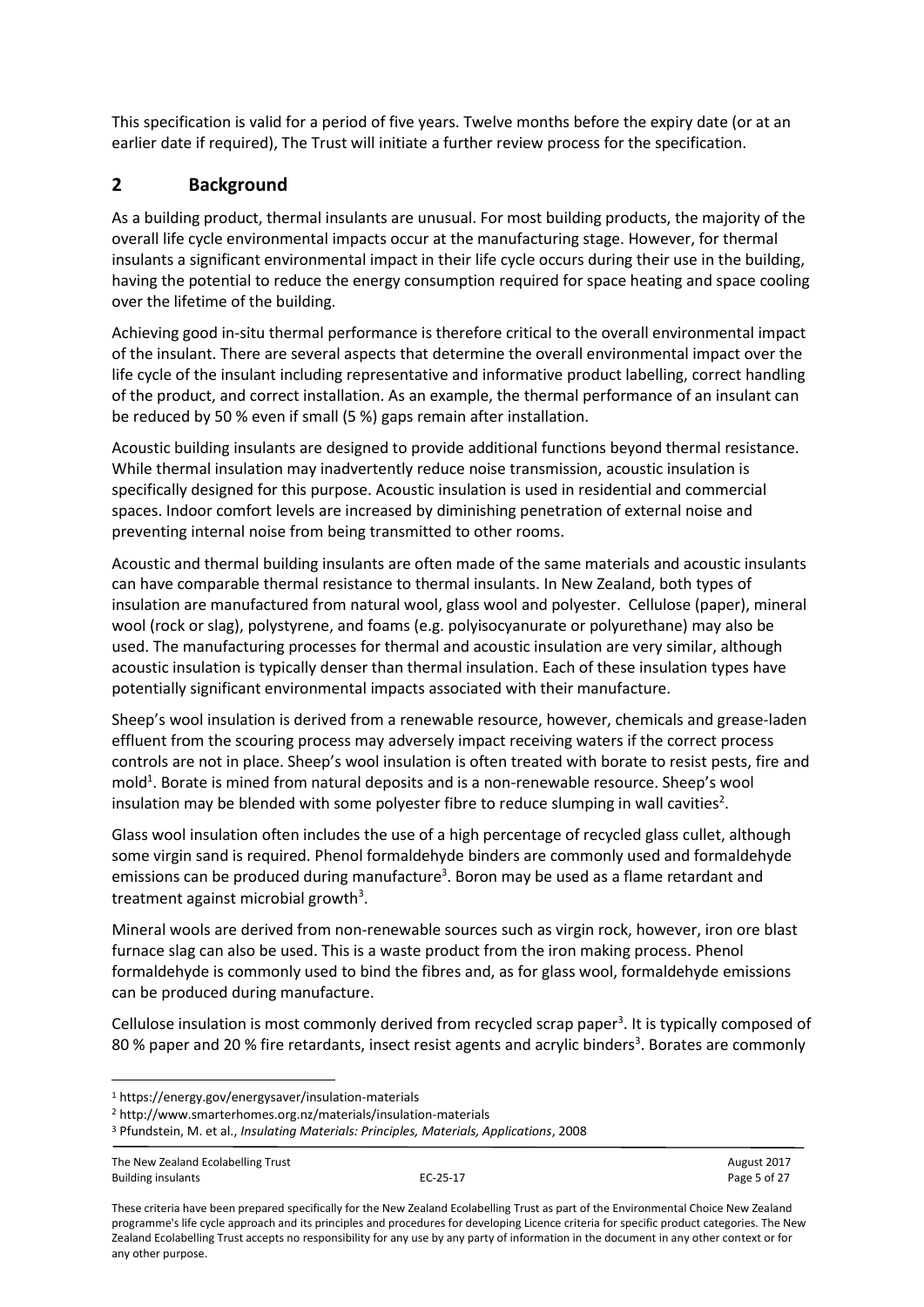This specification is valid for a period of five years. Twelve months before the expiry date (or at an earlier date if required), The Trust will initiate a further review process for the specification.

## 2 Background

As a building product, thermal insulants are unusual. For most building products, the majority of the overall life cycle environmental impacts occur at the manufacturing stage. However, for thermal insulants a significant environmental impact in their life cycle occurs during their use in the building, having the potential to reduce the energy consumption required for space heating and space cooling over the lifetime of the building.

Achieving good in-situ thermal performance is therefore critical to the overall environmental impact of the insulant. There are several aspects that determine the overall environmental impact over the life cycle of the insulant including representative and informative product labelling, correct handling of the product, and correct installation. As an example, the thermal performance of an insulant can be reduced by 50 % even if small (5 %) gaps remain after installation.

Acoustic building insulants are designed to provide additional functions beyond thermal resistance. While thermal insulation may inadvertently reduce noise transmission, acoustic insulation is specifically designed for this purpose. Acoustic insulation is used in residential and commercial spaces. Indoor comfort levels are increased by diminishing penetration of external noise and preventing internal noise from being transmitted to other rooms.

Acoustic and thermal building insulants are often made of the same materials and acoustic insulants can have comparable thermal resistance to thermal insulants. In New Zealand, both types of insulation are manufactured from natural wool, glass wool and polyester. Cellulose (paper), mineral wool (rock or slag), polystyrene, and foams (e.g. polyisocyanurate or polyurethane) may also be used. The manufacturing processes for thermal and acoustic insulation are very similar, although acoustic insulation is typically denser than thermal insulation. Each of these insulation types have potentially significant environmental impacts associated with their manufacture.

Sheep's wool insulation is derived from a renewable resource, however, chemicals and grease-laden effluent from the scouring process may adversely impact receiving waters if the correct process controls are not in place. Sheep's wool insulation is often treated with borate to resist pests, fire and mold[1]. Borate is mined from natural deposits and is a non-renewable resource. Sheep's wool insulation may be blended with some polyester fibre to reduce slumping in wall cavities[2].

Glass wool insulation often includes the use of a high percentage of recycled glass cullet, although some virgin sand is required. Phenol formaldehyde binders are commonly used and formaldehyde emissions can be produced during manufacture[3]. Boron may be used as a flame retardant and treatment against microbial growth[3].

Mineral wools are derived from non-renewable sources such as virgin rock, however, iron ore blast furnace slag can also be used. This is a waste product from the iron making process. Phenol formaldehyde is commonly used to bind the fibres and, as for glass wool, formaldehyde emissions can be produced during manufacture.

Cellulose insulation is most commonly derived from recycled scrap paper[3]. It is typically composed of 80 % paper and 20 % fire retardants, insect resist agents and acrylic binders[3]. Borates are commonly

---

[1] https://energy.gov/energysaver/insulation-materials

[2] http://www.smarterhomes.org.nz/materials/insulation-materials

[3] Pfundstein, M. et al., *Insulating Materials: Principles, Materials, Applications*, 2008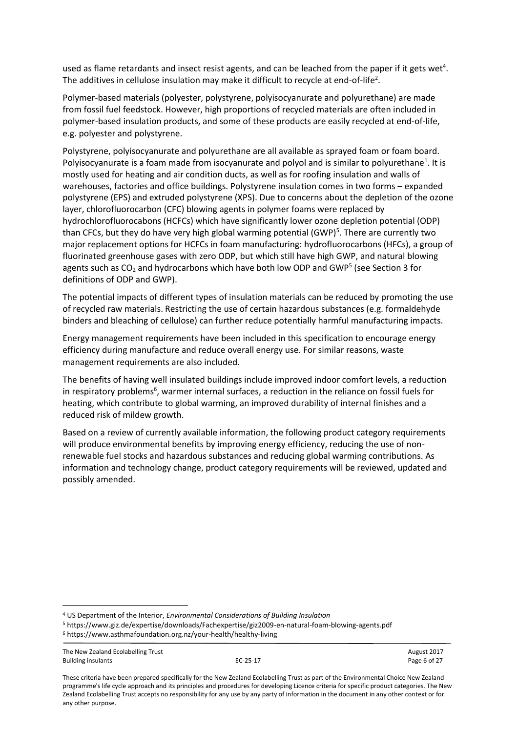used as flame retardants and insect resist agents, and can be leached from the paper if it gets wet[4]. The additives in cellulose insulation may make it difficult to recycle at end-of-life[2].

Polymer-based materials (polyester, polystyrene, polyisocyanurate and polyurethane) are made from fossil fuel feedstock. However, high proportions of recycled materials are often included in polymer-based insulation products, and some of these products are easily recycled at end-of-life, e.g. polyester and polystyrene.

Polystyrene, polyisocyanurate and polyurethane are all available as sprayed foam or foam board. Polyisocyanurate is a foam made from isocyanurate and polyol and is similar to polyurethane[1]. It is mostly used for heating and air condition ducts, as well as for roofing insulation and walls of warehouses, factories and office buildings. Polystyrene insulation comes in two forms – expanded polystyrene (EPS) and extruded polystyrene (XPS). Due to concerns about the depletion of the ozone layer, chlorofluorocarbon (CFC) blowing agents in polymer foams were replaced by hydrochlorofluorocabons (HCFCs) which have significantly lower ozone depletion potential (ODP) than CFCs, but they do have very high global warming potential (GWP)[5]. There are currently two major replacement options for HCFCs in foam manufacturing: hydrofluorocarbons (HFCs), a group of fluorinated greenhouse gases with zero ODP, but which still have high GWP, and natural blowing agents such as $CO_2$ and hydrocarbons which have both low ODP and GWP[5] (see Section 3 for definitions of ODP and GWP).

The potential impacts of different types of insulation materials can be reduced by promoting the use of recycled raw materials. Restricting the use of certain hazardous substances (e.g. formaldehyde binders and bleaching of cellulose) can further reduce potentially harmful manufacturing impacts.

Energy management requirements have been included in this specification to encourage energy efficiency during manufacture and reduce overall energy use. For similar reasons, waste management requirements are also included.

The benefits of having well insulated buildings include improved indoor comfort levels, a reduction in respiratory problems[6], warmer internal surfaces, a reduction in the reliance on fossil fuels for heating, which contribute to global warming, an improved durability of internal finishes and a reduced risk of mildew growth.

Based on a review of currently available information, the following product category requirements will produce environmental benefits by improving energy efficiency, reducing the use of non-renewable fuel stocks and hazardous substances and reducing global warming contributions. As information and technology change, product category requirements will be reviewed, updated and possibly amended.

---

[4] US Department of the Interior, *Environmental Considerations of Building Insulation*

[5] https://www.giz.de/expertise/downloads/Fachexpertise/giz2009-en-natural-foam-blowing-agents.pdf

[6] https://www.asthmafoundation.org.nz/your-health/healthy-living

These criteria have been prepared specifically for the New Zealand Ecolabelling Trust as part of the Environmental Choice New Zealand programme's life cycle approach and its principles and procedures for developing Licence criteria for specific product categories. The New Zealand Ecolabelling Trust accepts no responsibility for any use by any party of information in the document in any other context or for any other purpose.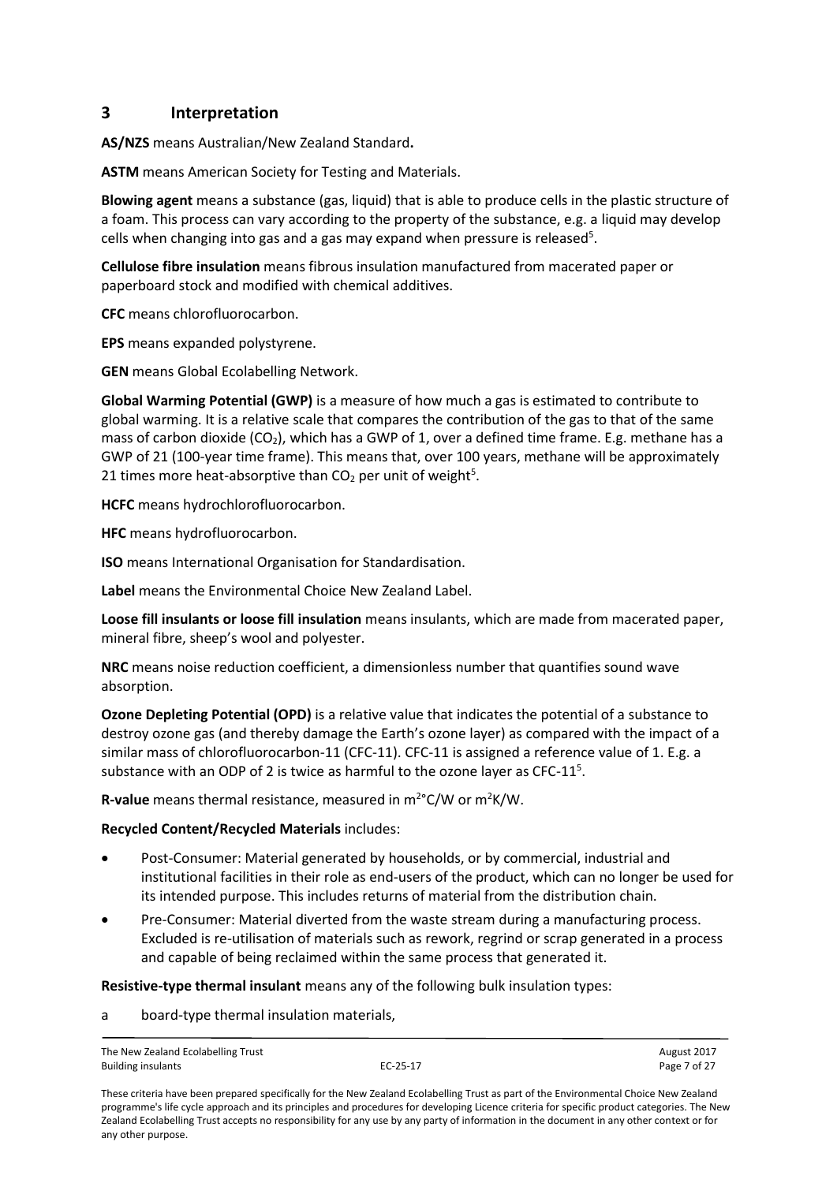## 3 Interpretation

**AS/NZS** means Australian/New Zealand Standard**.**

**ASTM** means American Society for Testing and Materials.

**Blowing agent** means a substance (gas, liquid) that is able to produce cells in the plastic structure of a foam. This process can vary according to the property of the substance, e.g. a liquid may develop cells when changing into gas and a gas may expand when pressure is released[5].

**Cellulose fibre insulation** means fibrous insulation manufactured from macerated paper or paperboard stock and modified with chemical additives.

**CFC** means chlorofluorocarbon.

**EPS** means expanded polystyrene.

**GEN** means Global Ecolabelling Network.

**Global Warming Potential (GWP)** is a measure of how much a gas is estimated to contribute to global warming. It is a relative scale that compares the contribution of the gas to that of the same mass of carbon dioxide ($CO_2$), which has a GWP of 1, over a defined time frame. E.g. methane has a GWP of 21 (100-year time frame). This means that, over 100 years, methane will be approximately 21 times more heat-absorptive than $CO_2$ per unit of weight[5].

**HCFC** means hydrochlorofluorocarbon.

**HFC** means hydrofluorocarbon.

**ISO** means International Organisation for Standardisation.

**Label** means the Environmental Choice New Zealand Label.

**Loose fill insulants or loose fill insulation** means insulants, which are made from macerated paper, mineral fibre, sheep's wool and polyester.

**NRC** means noise reduction coefficient, a dimensionless number that quantifies sound wave absorption.

**Ozone Depleting Potential (OPD)** is a relative value that indicates the potential of a substance to destroy ozone gas (and thereby damage the Earth's ozone layer) as compared with the impact of a similar mass of chlorofluorocarbon-11 (CFC-11). CFC-11 is assigned a reference value of 1. E.g. a substance with an ODP of 2 is twice as harmful to the ozone layer as CFC-11[5].

**R-value** means thermal resistance, measured in $m^2°C/W$ or $m^2K/W$.

**Recycled Content/Recycled Materials** includes:

- Post-Consumer: Material generated by households, or by commercial, industrial and institutional facilities in their role as end-users of the product, which can no longer be used for its intended purpose. This includes returns of material from the distribution chain.
- Pre-Consumer: Material diverted from the waste stream during a manufacturing process. Excluded is re-utilisation of materials such as rework, regrind or scrap generated in a process and capable of being reclaimed within the same process that generated it.

**Resistive-type thermal insulant** means any of the following bulk insulation types:

a board-type thermal insulation materials,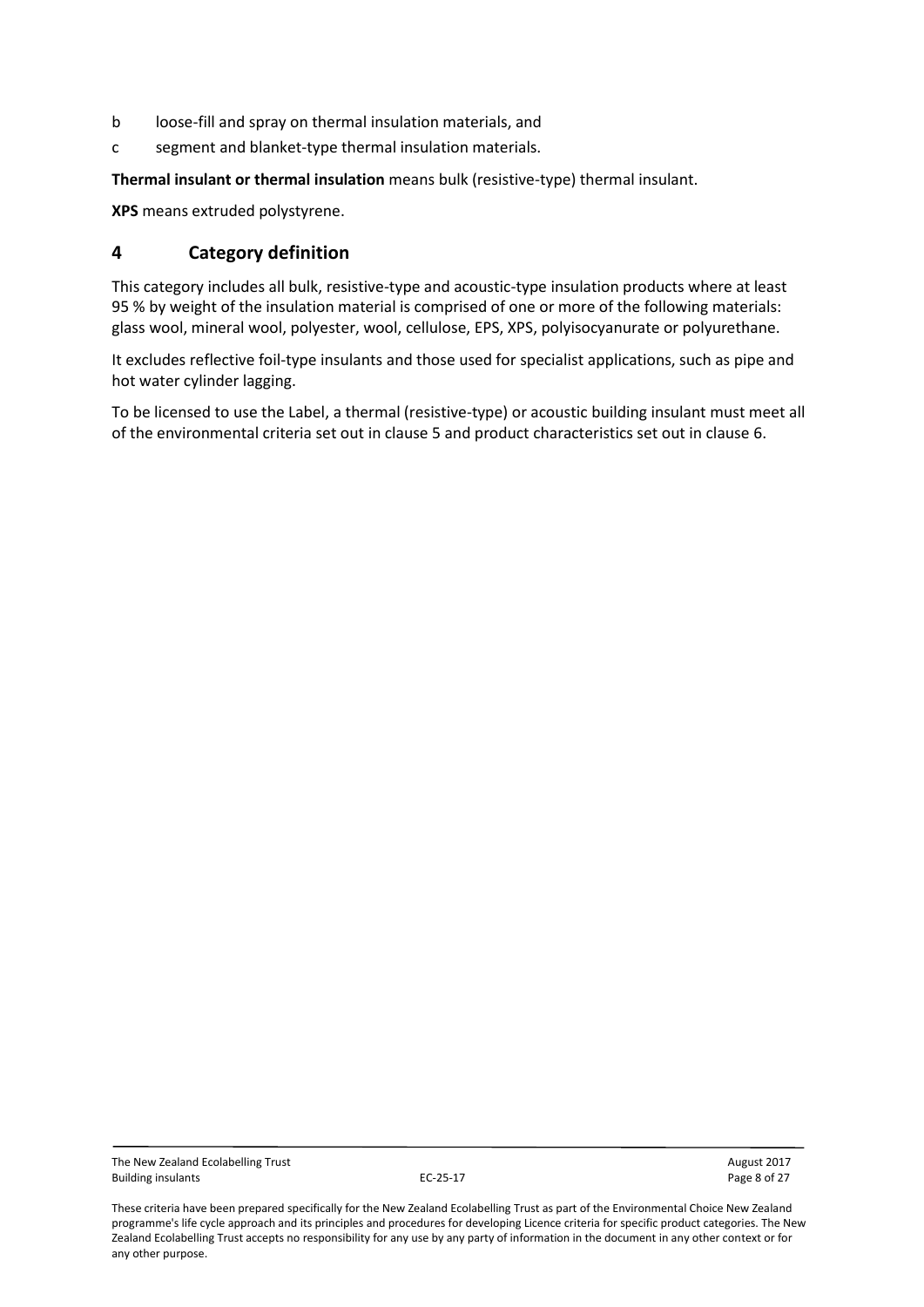b loose-fill and spray on thermal insulation materials, and

c segment and blanket-type thermal insulation materials.

**Thermal insulant or thermal insulation** means bulk (resistive-type) thermal insulant.

**XPS** means extruded polystyrene.

## 4 Category definition

This category includes all bulk, resistive-type and acoustic-type insulation products where at least 95 % by weight of the insulation material is comprised of one or more of the following materials: glass wool, mineral wool, polyester, wool, cellulose, EPS, XPS, polyisocyanurate or polyurethane.

It excludes reflective foil-type insulants and those used for specialist applications, such as pipe and hot water cylinder lagging.

To be licensed to use the Label, a thermal (resistive-type) or acoustic building insulant must meet all of the environmental criteria set out in clause 5 and product characteristics set out in clause 6.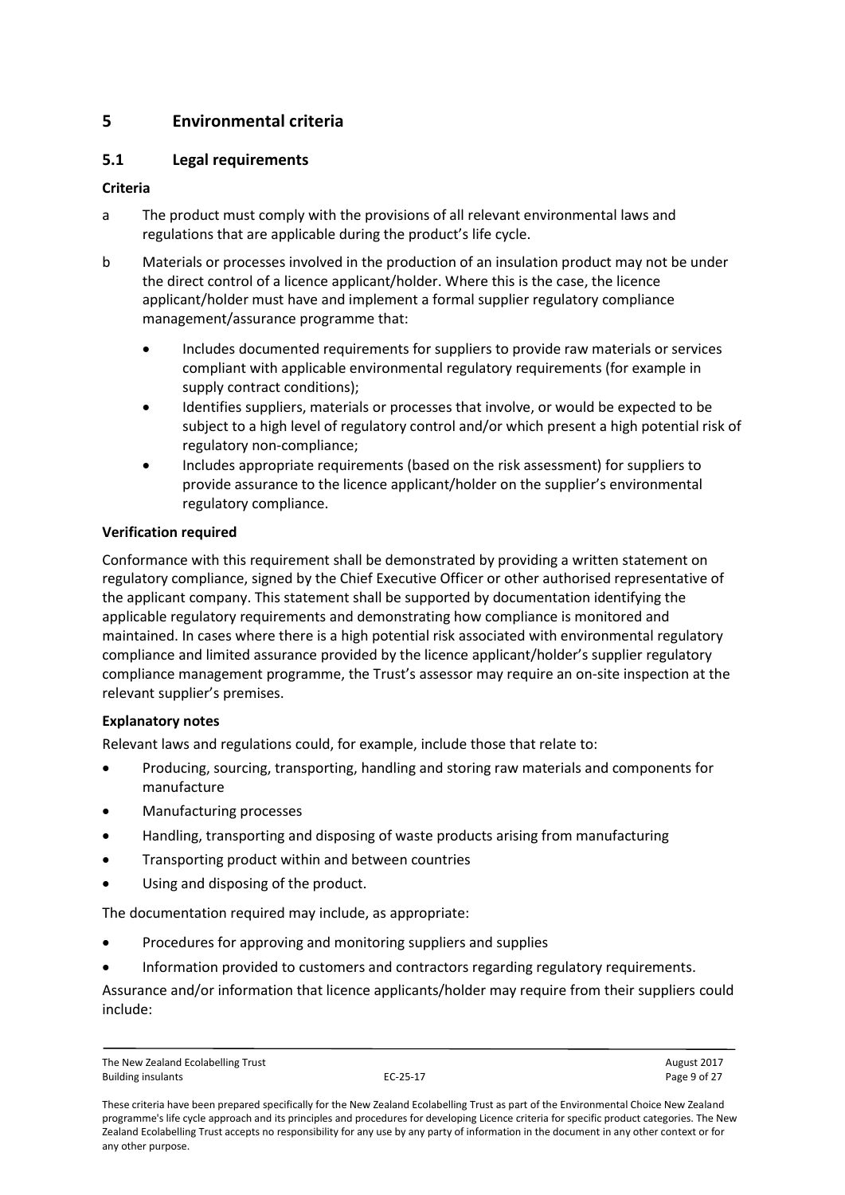# 5 Environmental criteria

## 5.1 Legal requirements

### Criteria

a The product must comply with the provisions of all relevant environmental laws and regulations that are applicable during the product's life cycle.

b Materials or processes involved in the production of an insulation product may not be under the direct control of a licence applicant/holder. Where this is the case, the licence applicant/holder must have and implement a formal supplier regulatory compliance management/assurance programme that:

- Includes documented requirements for suppliers to provide raw materials or services compliant with applicable environmental regulatory requirements (for example in supply contract conditions);
- Identifies suppliers, materials or processes that involve, or would be expected to be subject to a high level of regulatory control and/or which present a high potential risk of regulatory non-compliance;
- Includes appropriate requirements (based on the risk assessment) for suppliers to provide assurance to the licence applicant/holder on the supplier's environmental regulatory compliance.

### Verification required

Conformance with this requirement shall be demonstrated by providing a written statement on regulatory compliance, signed by the Chief Executive Officer or other authorised representative of the applicant company. This statement shall be supported by documentation identifying the applicable regulatory requirements and demonstrating how compliance is monitored and maintained. In cases where there is a high potential risk associated with environmental regulatory compliance and limited assurance provided by the licence applicant/holder's supplier regulatory compliance management programme, the Trust's assessor may require an on-site inspection at the relevant supplier's premises.

### Explanatory notes

Relevant laws and regulations could, for example, include those that relate to:

- Producing, sourcing, transporting, handling and storing raw materials and components for manufacture
- Manufacturing processes
- Handling, transporting and disposing of waste products arising from manufacturing
- Transporting product within and between countries
- Using and disposing of the product.

The documentation required may include, as appropriate:

- Procedures for approving and monitoring suppliers and supplies
- Information provided to customers and contractors regarding regulatory requirements.

Assurance and/or information that licence applicants/holder may require from their suppliers could include:

These criteria have been prepared specifically for the New Zealand Ecolabelling Trust as part of the Environmental Choice New Zealand programme's life cycle approach and its principles and procedures for developing Licence criteria for specific product categories. The New Zealand Ecolabelling Trust accepts no responsibility for any use by any party of information in the document in any other context or for any other purpose.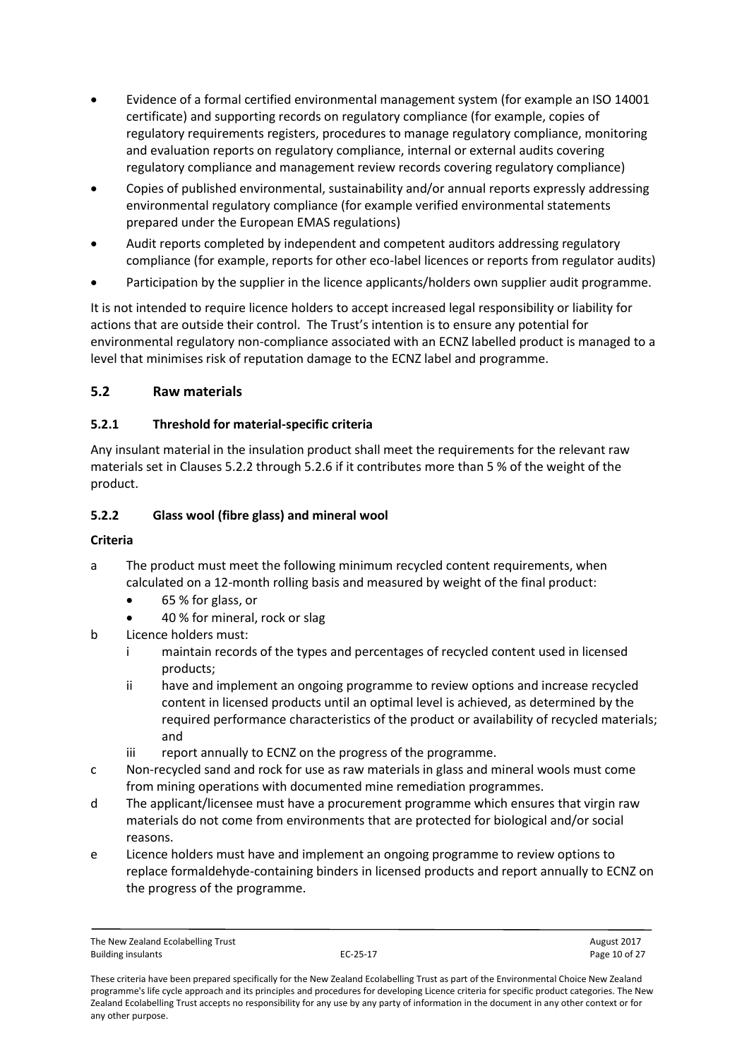- Evidence of a formal certified environmental management system (for example an ISO 14001 certificate) and supporting records on regulatory compliance (for example, copies of regulatory requirements registers, procedures to manage regulatory compliance, monitoring and evaluation reports on regulatory compliance, internal or external audits covering regulatory compliance and management review records covering regulatory compliance)
- Copies of published environmental, sustainability and/or annual reports expressly addressing environmental regulatory compliance (for example verified environmental statements prepared under the European EMAS regulations)
- Audit reports completed by independent and competent auditors addressing regulatory compliance (for example, reports for other eco-label licences or reports from regulator audits)
- Participation by the supplier in the licence applicants/holders own supplier audit programme.

It is not intended to require licence holders to accept increased legal responsibility or liability for actions that are outside their control. The Trust's intention is to ensure any potential for environmental regulatory non-compliance associated with an ECNZ labelled product is managed to a level that minimises risk of reputation damage to the ECNZ label and programme.

## 5.2 Raw materials

### 5.2.1 Threshold for material-specific criteria

Any insulant material in the insulation product shall meet the requirements for the relevant raw materials set in Clauses 5.2.2 through 5.2.6 if it contributes more than 5 % of the weight of the product.

### 5.2.2 Glass wool (fibre glass) and mineral wool

**Criteria**

a The product must meet the following minimum recycled content requirements, when calculated on a 12-month rolling basis and measured by weight of the final product:
   - 65 % for glass, or
   - 40 % for mineral, rock or slag

b Licence holders must:
   i maintain records of the types and percentages of recycled content used in licensed products;
   ii have and implement an ongoing programme to review options and increase recycled content in licensed products until an optimal level is achieved, as determined by the required performance characteristics of the product or availability of recycled materials; and
   iii report annually to ECNZ on the progress of the programme.

c Non-recycled sand and rock for use as raw materials in glass and mineral wools must come from mining operations with documented mine remediation programmes.

d The applicant/licensee must have a procurement programme which ensures that virgin raw materials do not come from environments that are protected for biological and/or social reasons.

e Licence holders must have and implement an ongoing programme to review options to replace formaldehyde-containing binders in licensed products and report annually to ECNZ on the progress of the programme.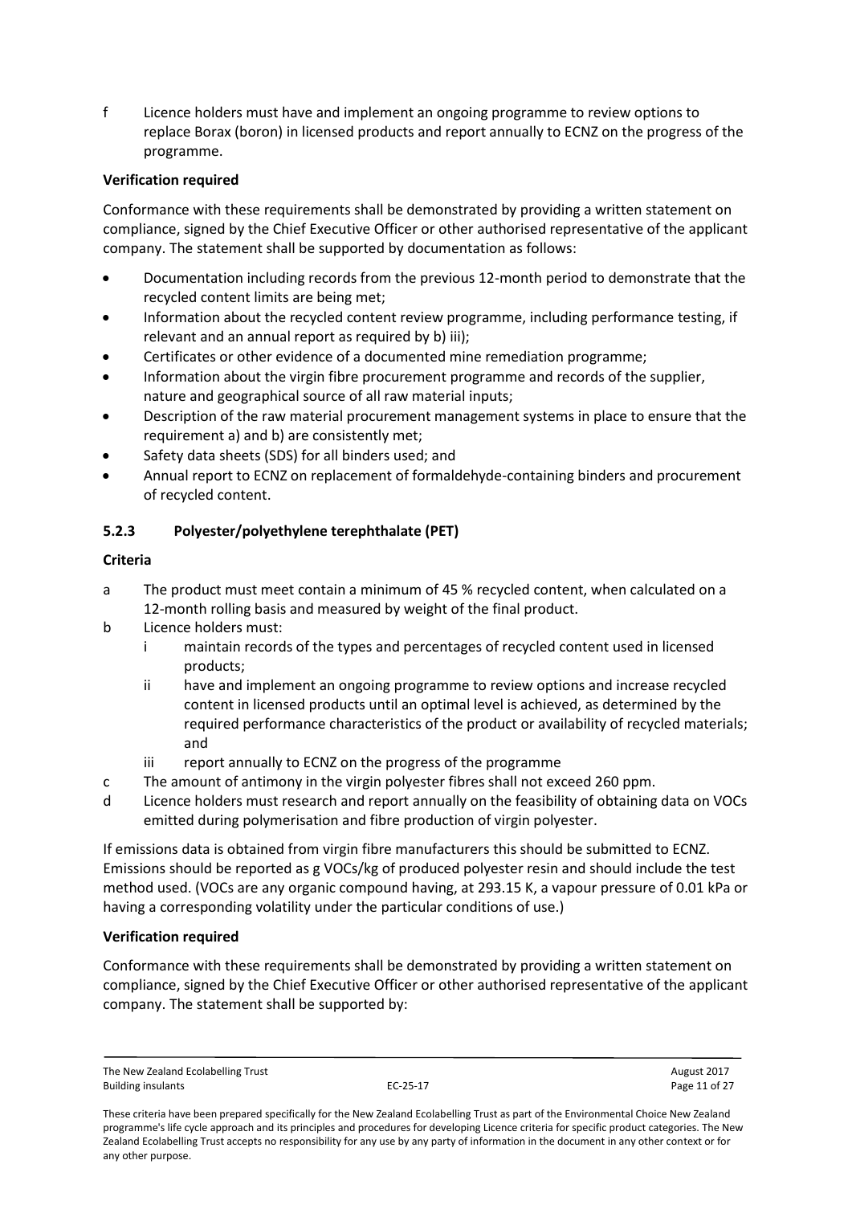f Licence holders must have and implement an ongoing programme to review options to replace Borax (boron) in licensed products and report annually to ECNZ on the progress of the programme.

**Verification required**

Conformance with these requirements shall be demonstrated by providing a written statement on compliance, signed by the Chief Executive Officer or other authorised representative of the applicant company. The statement shall be supported by documentation as follows:

- Documentation including records from the previous 12-month period to demonstrate that the recycled content limits are being met;
- Information about the recycled content review programme, including performance testing, if relevant and an annual report as required by b) iii);
- Certificates or other evidence of a documented mine remediation programme;
- Information about the virgin fibre procurement programme and records of the supplier, nature and geographical source of all raw material inputs;
- Description of the raw material procurement management systems in place to ensure that the requirement a) and b) are consistently met;
- Safety data sheets (SDS) for all binders used; and
- Annual report to ECNZ on replacement of formaldehyde-containing binders and procurement of recycled content.

### 5.2.3 Polyester/polyethylene terephthalate (PET)

**Criteria**

a The product must meet contain a minimum of 45 % recycled content, when calculated on a 12-month rolling basis and measured by weight of the final product.

b Licence holders must:

 i maintain records of the types and percentages of recycled content used in licensed products;

 ii have and implement an ongoing programme to review options and increase recycled content in licensed products until an optimal level is achieved, as determined by the required performance characteristics of the product or availability of recycled materials; and

 iii report annually to ECNZ on the progress of the programme

c The amount of antimony in the virgin polyester fibres shall not exceed 260 ppm.

d Licence holders must research and report annually on the feasibility of obtaining data on VOCs emitted during polymerisation and fibre production of virgin polyester.

If emissions data is obtained from virgin fibre manufacturers this should be submitted to ECNZ. Emissions should be reported as g VOCs/kg of produced polyester resin and should include the test method used. (VOCs are any organic compound having, at 293.15 K, a vapour pressure of 0.01 kPa or having a corresponding volatility under the particular conditions of use.)

**Verification required**

Conformance with these requirements shall be demonstrated by providing a written statement on compliance, signed by the Chief Executive Officer or other authorised representative of the applicant company. The statement shall be supported by: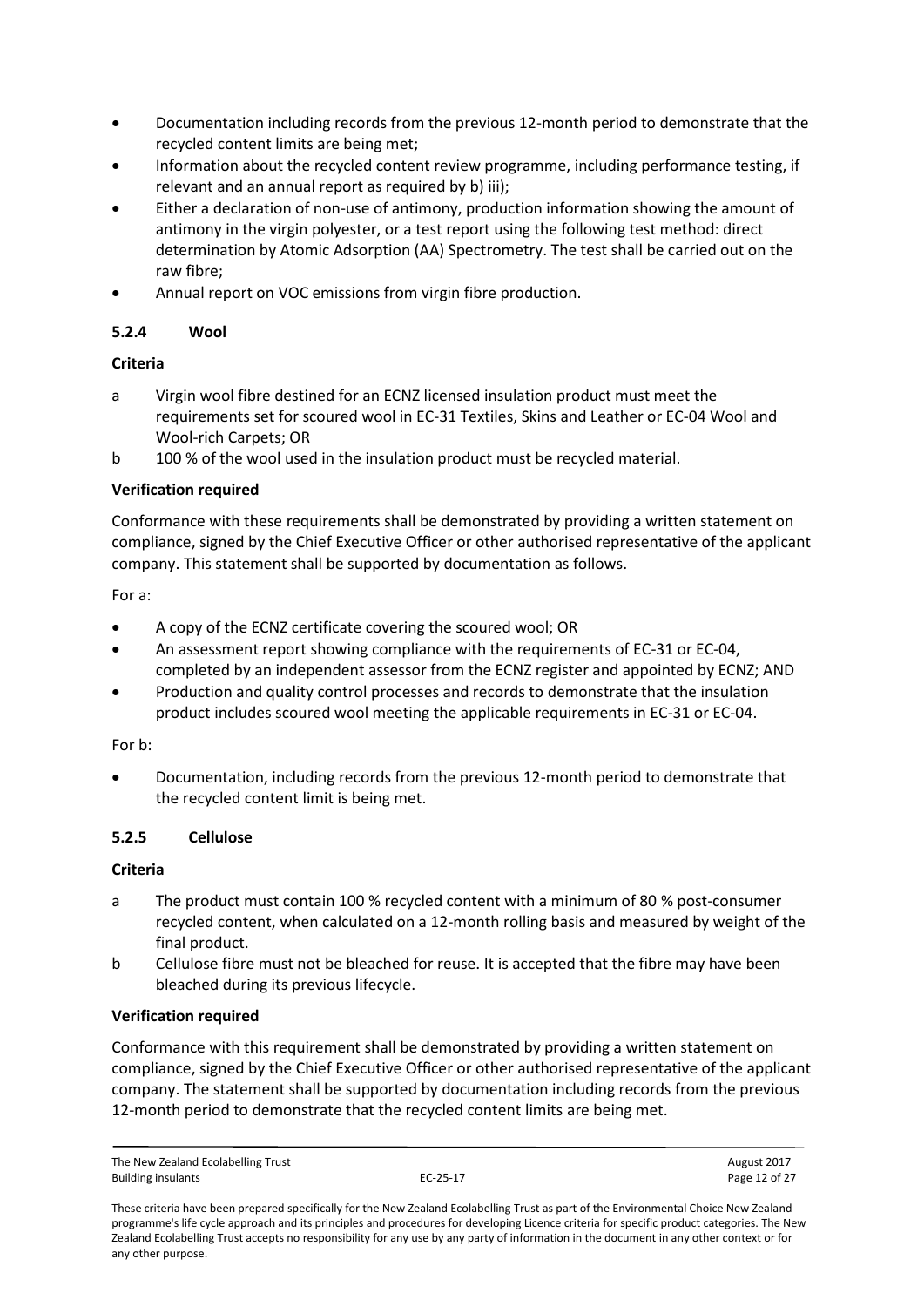- Documentation including records from the previous 12-month period to demonstrate that the recycled content limits are being met;
- Information about the recycled content review programme, including performance testing, if relevant and an annual report as required by b) iii);
- Either a declaration of non-use of antimony, production information showing the amount of antimony in the virgin polyester, or a test report using the following test method: direct determination by Atomic Adsorption (AA) Spectrometry. The test shall be carried out on the raw fibre;
- Annual report on VOC emissions from virgin fibre production.

### 5.2.4 Wool

**Criteria**

a Virgin wool fibre destined for an ECNZ licensed insulation product must meet the requirements set for scoured wool in EC-31 Textiles, Skins and Leather or EC-04 Wool and Wool-rich Carpets; OR

b 100 % of the wool used in the insulation product must be recycled material.

**Verification required**

Conformance with these requirements shall be demonstrated by providing a written statement on compliance, signed by the Chief Executive Officer or other authorised representative of the applicant company. This statement shall be supported by documentation as follows.

For a:

- A copy of the ECNZ certificate covering the scoured wool; OR
- An assessment report showing compliance with the requirements of EC-31 or EC-04, completed by an independent assessor from the ECNZ register and appointed by ECNZ; AND
- Production and quality control processes and records to demonstrate that the insulation product includes scoured wool meeting the applicable requirements in EC-31 or EC-04.

For b:

- Documentation, including records from the previous 12-month period to demonstrate that the recycled content limit is being met.

### 5.2.5 Cellulose

**Criteria**

a The product must contain 100 % recycled content with a minimum of 80 % post-consumer recycled content, when calculated on a 12-month rolling basis and measured by weight of the final product.

b Cellulose fibre must not be bleached for reuse. It is accepted that the fibre may have been bleached during its previous lifecycle.

**Verification required**

Conformance with this requirement shall be demonstrated by providing a written statement on compliance, signed by the Chief Executive Officer or other authorised representative of the applicant company. The statement shall be supported by documentation including records from the previous 12-month period to demonstrate that the recycled content limits are being met.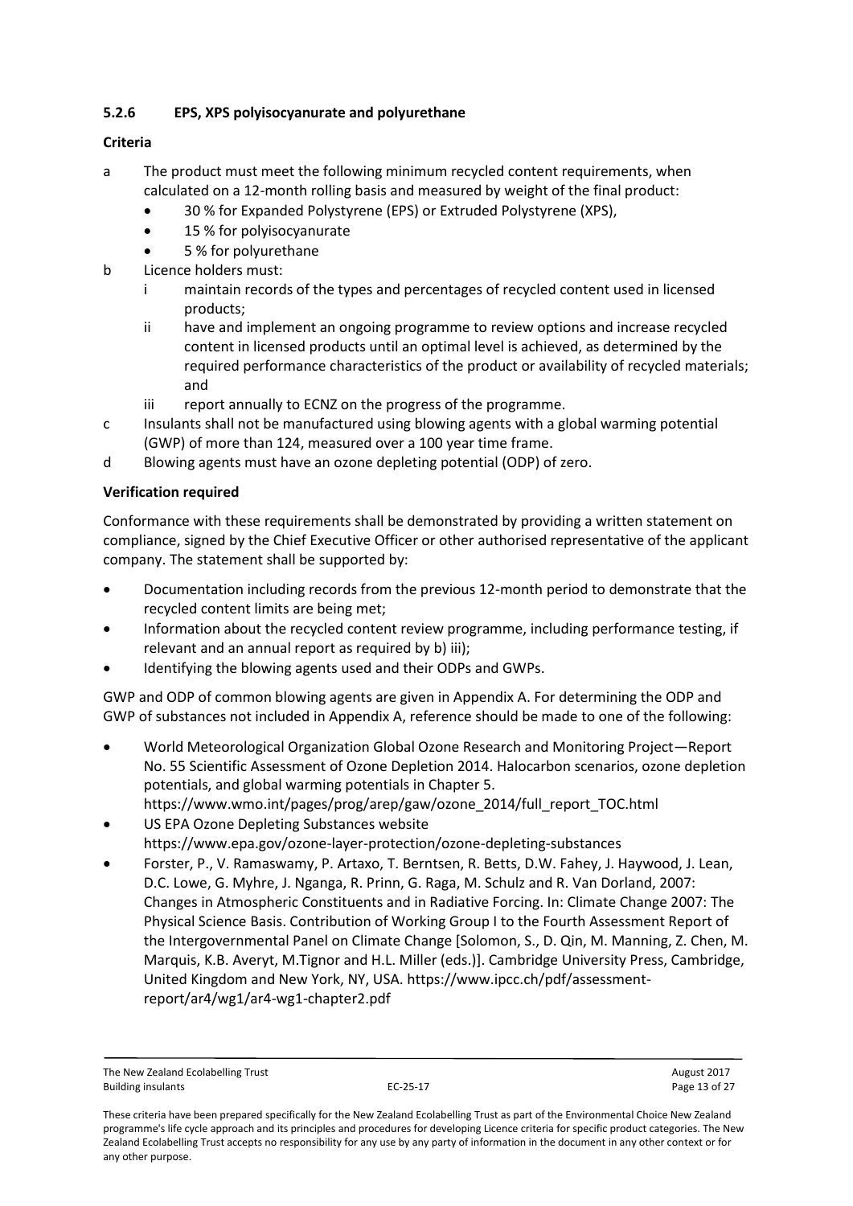### 5.2.6 EPS, XPS polyisocyanurate and polyurethane

**Criteria**

a The product must meet the following minimum recycled content requirements, when calculated on a 12-month rolling basis and measured by weight of the final product:
- 30 % for Expanded Polystyrene (EPS) or Extruded Polystyrene (XPS),
- 15 % for polyisocyanurate
- 5 % for polyurethane

b Licence holders must:

i maintain records of the types and percentages of recycled content used in licensed products;

ii have and implement an ongoing programme to review options and increase recycled content in licensed products until an optimal level is achieved, as determined by the required performance characteristics of the product or availability of recycled materials; and

iii report annually to ECNZ on the progress of the programme.

c Insulants shall not be manufactured using blowing agents with a global warming potential (GWP) of more than 124, measured over a 100 year time frame.

d Blowing agents must have an ozone depleting potential (ODP) of zero.

**Verification required**

Conformance with these requirements shall be demonstrated by providing a written statement on compliance, signed by the Chief Executive Officer or other authorised representative of the applicant company. The statement shall be supported by:

- Documentation including records from the previous 12-month period to demonstrate that the recycled content limits are being met;
- Information about the recycled content review programme, including performance testing, if relevant and an annual report as required by b) iii);
- Identifying the blowing agents used and their ODPs and GWPs.

GWP and ODP of common blowing agents are given in Appendix A. For determining the ODP and GWP of substances not included in Appendix A, reference should be made to one of the following:

- World Meteorological Organization Global Ozone Research and Monitoring Project—Report No. 55 Scientific Assessment of Ozone Depletion 2014. Halocarbon scenarios, ozone depletion potentials, and global warming potentials in Chapter 5. https://www.wmo.int/pages/prog/arep/gaw/ozone_2014/full_report_TOC.html
- US EPA Ozone Depleting Substances website https://www.epa.gov/ozone-layer-protection/ozone-depleting-substances
- Forster, P., V. Ramaswamy, P. Artaxo, T. Berntsen, R. Betts, D.W. Fahey, J. Haywood, J. Lean, D.C. Lowe, G. Myhre, J. Nganga, R. Prinn, G. Raga, M. Schulz and R. Van Dorland, 2007: Changes in Atmospheric Constituents and in Radiative Forcing. In: Climate Change 2007: The Physical Science Basis. Contribution of Working Group I to the Fourth Assessment Report of the Intergovernmental Panel on Climate Change [Solomon, S., D. Qin, M. Manning, Z. Chen, M. Marquis, K.B. Averyt, M.Tignor and H.L. Miller (eds.)]. Cambridge University Press, Cambridge, United Kingdom and New York, NY, USA. https://www.ipcc.ch/pdf/assessment-report/ar4/wg1/ar4-wg1-chapter2.pdf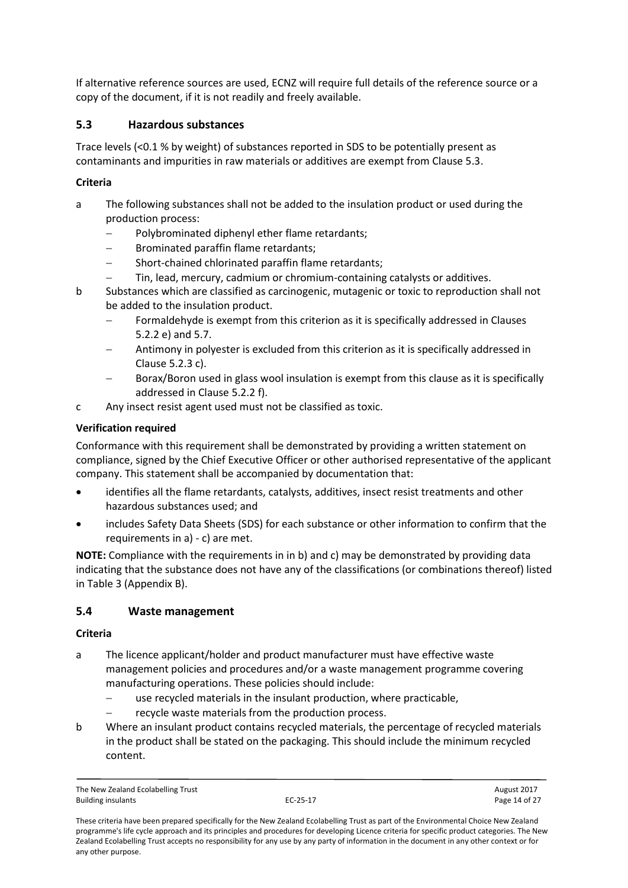If alternative reference sources are used, ECNZ will require full details of the reference source or a copy of the document, if it is not readily and freely available.

## 5.3 Hazardous substances

Trace levels (<0.1 % by weight) of substances reported in SDS to be potentially present as contaminants and impurities in raw materials or additives are exempt from Clause 5.3.

**Criteria**

a The following substances shall not be added to the insulation product or used during the production process:
  - Polybrominated diphenyl ether flame retardants;
  - Brominated paraffin flame retardants;
  - Short-chained chlorinated paraffin flame retardants;
  - Tin, lead, mercury, cadmium or chromium-containing catalysts or additives.

b Substances which are classified as carcinogenic, mutagenic or toxic to reproduction shall not be added to the insulation product.
  - Formaldehyde is exempt from this criterion as it is specifically addressed in Clauses 5.2.2 e) and 5.7.
  - Antimony in polyester is excluded from this criterion as it is specifically addressed in Clause 5.2.3 c).
  - Borax/Boron used in glass wool insulation is exempt from this clause as it is specifically addressed in Clause 5.2.2 f).

c Any insect resist agent used must not be classified as toxic.

**Verification required**

Conformance with this requirement shall be demonstrated by providing a written statement on compliance, signed by the Chief Executive Officer or other authorised representative of the applicant company. This statement shall be accompanied by documentation that:

- identifies all the flame retardants, catalysts, additives, insect resist treatments and other hazardous substances used; and
- includes Safety Data Sheets (SDS) for each substance or other information to confirm that the requirements in a) - c) are met.

**NOTE:** Compliance with the requirements in in b) and c) may be demonstrated by providing data indicating that the substance does not have any of the classifications (or combinations thereof) listed in Table 3 (Appendix B).

## 5.4 Waste management

**Criteria**

a The licence applicant/holder and product manufacturer must have effective waste management policies and procedures and/or a waste management programme covering manufacturing operations. These policies should include:
  - use recycled materials in the insulant production, where practicable,
  - recycle waste materials from the production process.

b Where an insulant product contains recycled materials, the percentage of recycled materials in the product shall be stated on the packaging. This should include the minimum recycled content.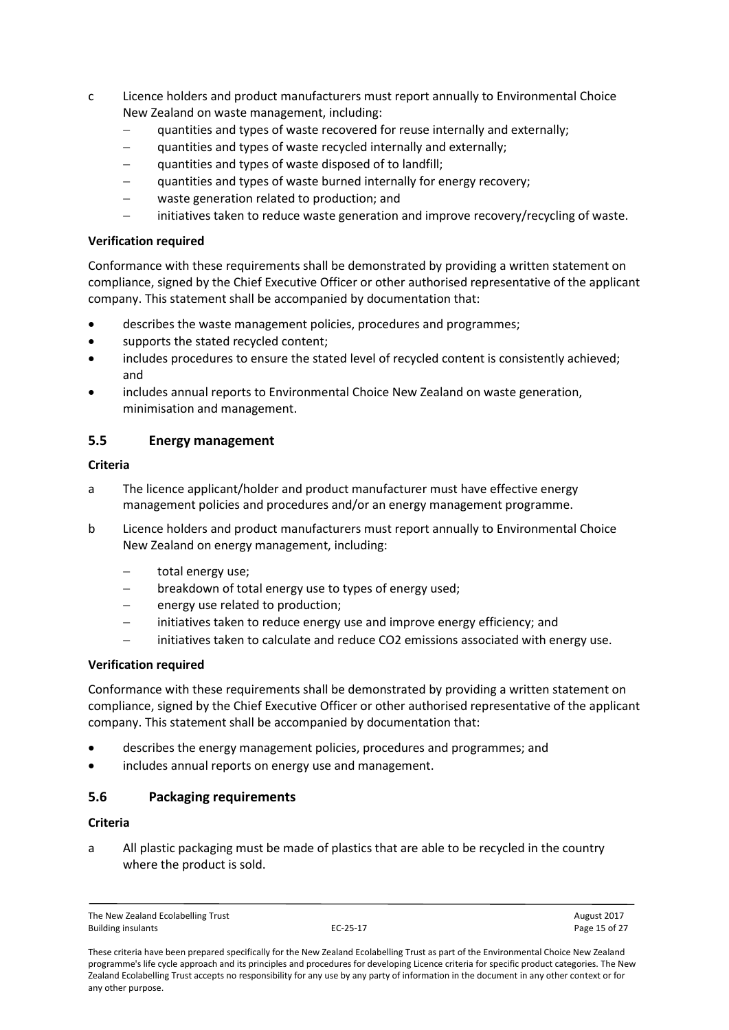c Licence holders and product manufacturers must report annually to Environmental Choice New Zealand on waste management, including:
   - quantities and types of waste recovered for reuse internally and externally;
   - quantities and types of waste recycled internally and externally;
   - quantities and types of waste disposed of to landfill;
   - quantities and types of waste burned internally for energy recovery;
   - waste generation related to production; and
   - initiatives taken to reduce waste generation and improve recovery/recycling of waste.

**Verification required**

Conformance with these requirements shall be demonstrated by providing a written statement on compliance, signed by the Chief Executive Officer or other authorised representative of the applicant company. This statement shall be accompanied by documentation that:

- describes the waste management policies, procedures and programmes;
- supports the stated recycled content;
- includes procedures to ensure the stated level of recycled content is consistently achieved; and
- includes annual reports to Environmental Choice New Zealand on waste generation, minimisation and management.

### 5.5 Energy management

**Criteria**

a The licence applicant/holder and product manufacturer must have effective energy management policies and procedures and/or an energy management programme.

b Licence holders and product manufacturers must report annually to Environmental Choice New Zealand on energy management, including:
   - total energy use;
   - breakdown of total energy use to types of energy used;
   - energy use related to production;
   - initiatives taken to reduce energy use and improve energy efficiency; and
   - initiatives taken to calculate and reduce $CO_2$ emissions associated with energy use.

**Verification required**

Conformance with these requirements shall be demonstrated by providing a written statement on compliance, signed by the Chief Executive Officer or other authorised representative of the applicant company. This statement shall be accompanied by documentation that:

- describes the energy management policies, procedures and programmes; and
- includes annual reports on energy use and management.

### 5.6 Packaging requirements

**Criteria**

a All plastic packaging must be made of plastics that are able to be recycled in the country where the product is sold.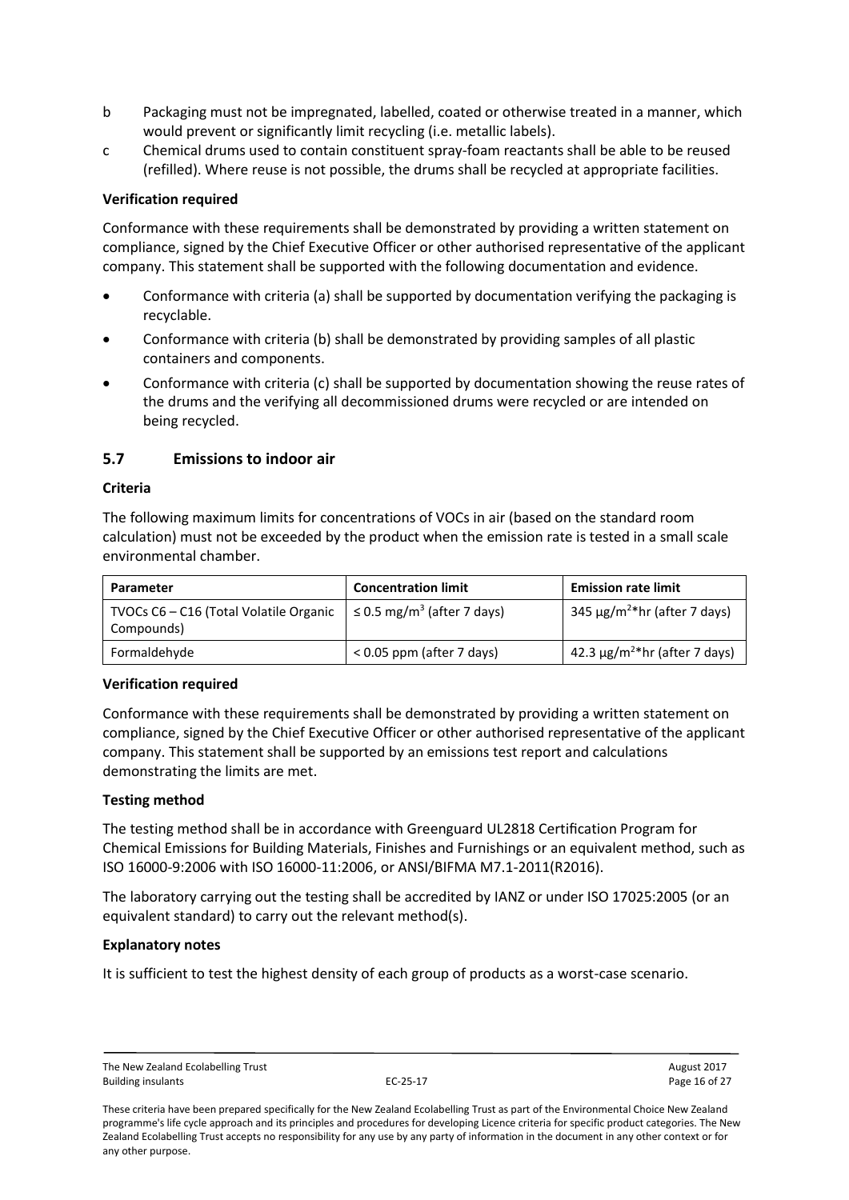b Packaging must not be impregnated, labelled, coated or otherwise treated in a manner, which would prevent or significantly limit recycling (i.e. metallic labels).

c Chemical drums used to contain constituent spray-foam reactants shall be able to be reused (refilled). Where reuse is not possible, the drums shall be recycled at appropriate facilities.

**Verification required**

Conformance with these requirements shall be demonstrated by providing a written statement on compliance, signed by the Chief Executive Officer or other authorised representative of the applicant company. This statement shall be supported with the following documentation and evidence.

- Conformance with criteria (a) shall be supported by documentation verifying the packaging is recyclable.
- Conformance with criteria (b) shall be demonstrated by providing samples of all plastic containers and components.
- Conformance with criteria (c) shall be supported by documentation showing the reuse rates of the drums and the verifying all decommissioned drums were recycled or are intended on being recycled.

## 5.7 Emissions to indoor air

**Criteria**

The following maximum limits for concentrations of VOCs in air (based on the standard room calculation) must not be exceeded by the product when the emission rate is tested in a small scale environmental chamber.

| Parameter | Concentration limit | Emission rate limit |
|---|---|---|
| TVOCs C6 – C16 (Total Volatile Organic Compounds) | ≤ 0.5 mg/m$^3$ (after 7 days) | 345 μg/m$^2$*hr (after 7 days) |
| Formaldehyde | < 0.05 ppm (after 7 days) | 42.3 μg/m$^2$*hr (after 7 days) |

**Verification required**

Conformance with these requirements shall be demonstrated by providing a written statement on compliance, signed by the Chief Executive Officer or other authorised representative of the applicant company. This statement shall be supported by an emissions test report and calculations demonstrating the limits are met.

**Testing method**

The testing method shall be in accordance with Greenguard UL2818 Certification Program for Chemical Emissions for Building Materials, Finishes and Furnishings or an equivalent method, such as ISO 16000-9:2006 with ISO 16000-11:2006, or ANSI/BIFMA M7.1-2011(R2016).

The laboratory carrying out the testing shall be accredited by IANZ or under ISO 17025:2005 (or an equivalent standard) to carry out the relevant method(s).

**Explanatory notes**

It is sufficient to test the highest density of each group of products as a worst-case scenario.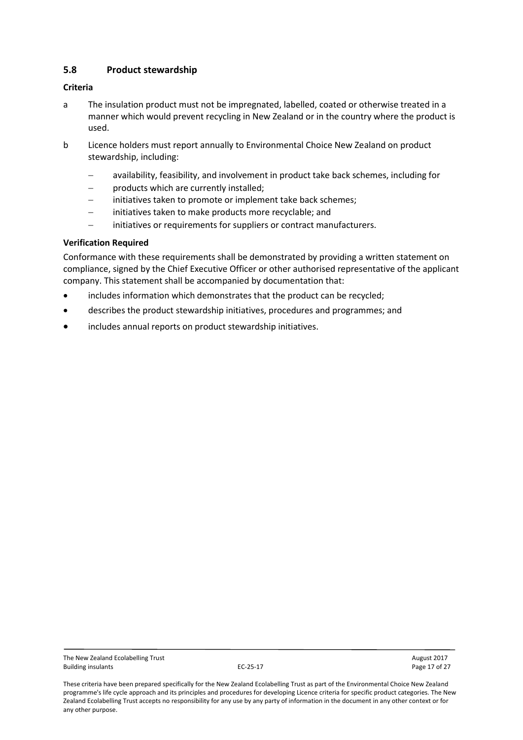## 5.8 Product stewardship

**Criteria**

a The insulation product must not be impregnated, labelled, coated or otherwise treated in a manner which would prevent recycling in New Zealand or in the country where the product is used.

b Licence holders must report annually to Environmental Choice New Zealand on product stewardship, including:

- availability, feasibility, and involvement in product take back schemes, including for
- products which are currently installed;
- initiatives taken to promote or implement take back schemes;
- initiatives taken to make products more recyclable; and
- initiatives or requirements for suppliers or contract manufacturers.

**Verification Required**

Conformance with these requirements shall be demonstrated by providing a written statement on compliance, signed by the Chief Executive Officer or other authorised representative of the applicant company. This statement shall be accompanied by documentation that:

- includes information which demonstrates that the product can be recycled;
- describes the product stewardship initiatives, procedures and programmes; and
- includes annual reports on product stewardship initiatives.

These criteria have been prepared specifically for the New Zealand Ecolabelling Trust as part of the Environmental Choice New Zealand programme's life cycle approach and its principles and procedures for developing Licence criteria for specific product categories. The New Zealand Ecolabelling Trust accepts no responsibility for any use by any party of information in the document in any other context or for any other purpose.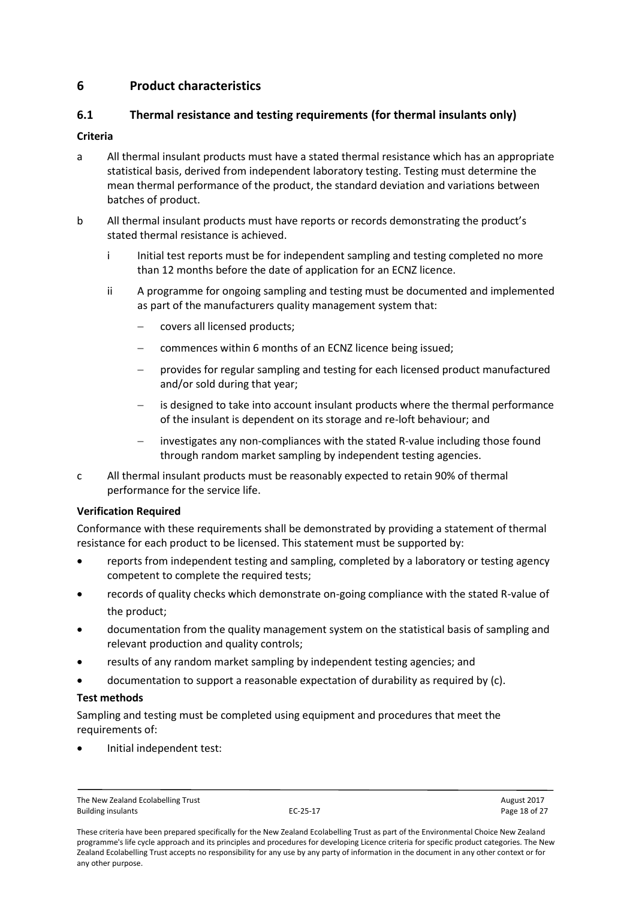# 6 Product characteristics

## 6.1 Thermal resistance and testing requirements (for thermal insulants only)

**Criteria**

a All thermal insulant products must have a stated thermal resistance which has an appropriate statistical basis, derived from independent laboratory testing. Testing must determine the mean thermal performance of the product, the standard deviation and variations between batches of product.

b All thermal insulant products must have reports or records demonstrating the product's stated thermal resistance is achieved.

   i Initial test reports must be for independent sampling and testing completed no more than 12 months before the date of application for an ECNZ licence.

   ii A programme for ongoing sampling and testing must be documented and implemented as part of the manufacturers quality management system that:

   - covers all licensed products;
   - commences within 6 months of an ECNZ licence being issued;
   - provides for regular sampling and testing for each licensed product manufactured and/or sold during that year;
   - is designed to take into account insulant products where the thermal performance of the insulant is dependent on its storage and re-loft behaviour; and
   - investigates any non-compliances with the stated R-value including those found through random market sampling by independent testing agencies.

c All thermal insulant products must be reasonably expected to retain 90% of thermal performance for the service life.

**Verification Required**

Conformance with these requirements shall be demonstrated by providing a statement of thermal resistance for each product to be licensed. This statement must be supported by:

- reports from independent testing and sampling, completed by a laboratory or testing agency competent to complete the required tests;
- records of quality checks which demonstrate on-going compliance with the stated R-value of the product;
- documentation from the quality management system on the statistical basis of sampling and relevant production and quality controls;
- results of any random market sampling by independent testing agencies; and
- documentation to support a reasonable expectation of durability as required by (c).

**Test methods**

Sampling and testing must be completed using equipment and procedures that meet the requirements of:

- Initial independent test: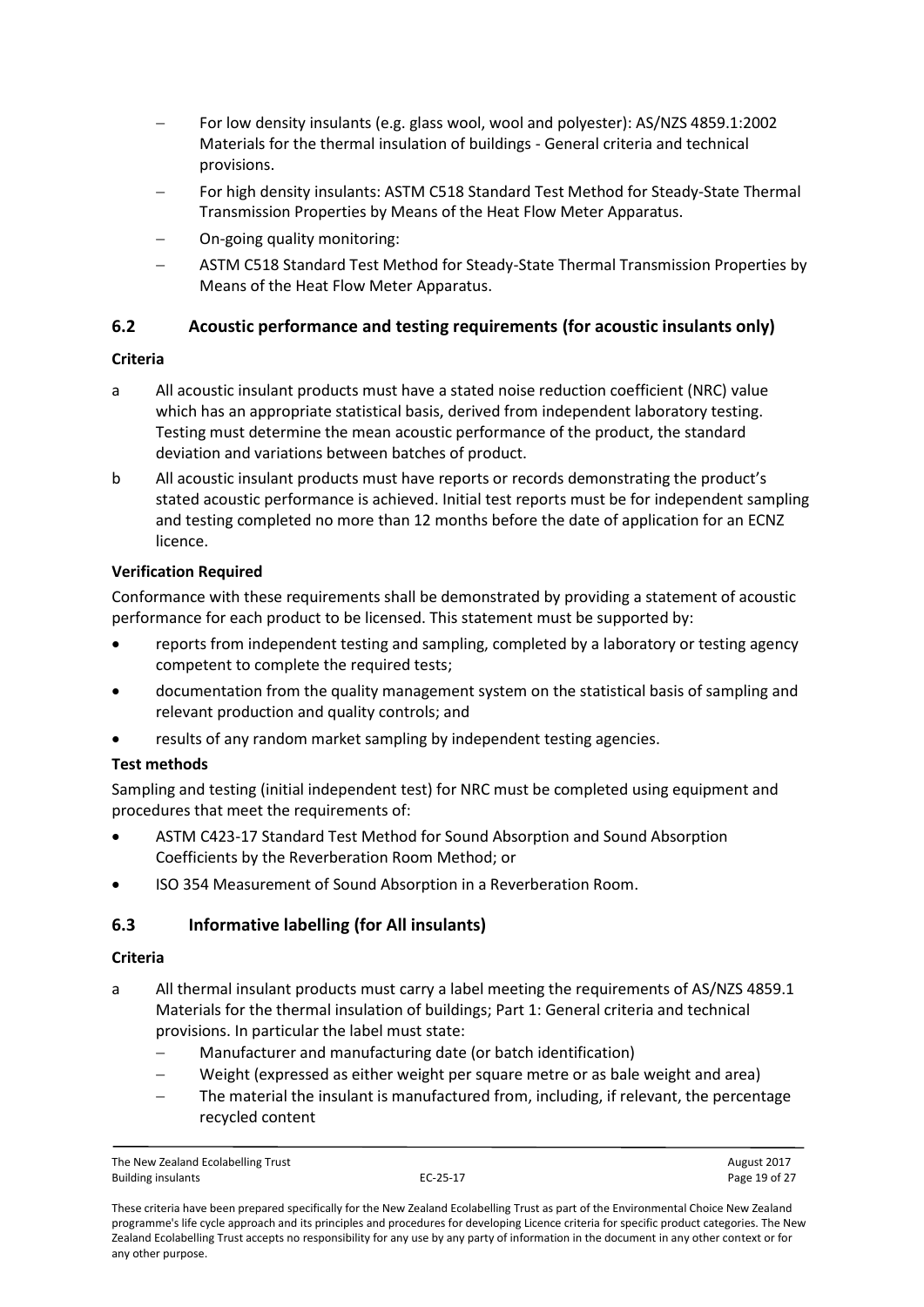- For low density insulants (e.g. glass wool, wool and polyester): AS/NZS 4859.1:2002 Materials for the thermal insulation of buildings - General criteria and technical provisions.
- For high density insulants: ASTM C518 Standard Test Method for Steady-State Thermal Transmission Properties by Means of the Heat Flow Meter Apparatus.
- On-going quality monitoring:
- ASTM C518 Standard Test Method for Steady-State Thermal Transmission Properties by Means of the Heat Flow Meter Apparatus.

## 6.2 Acoustic performance and testing requirements (for acoustic insulants only)

**Criteria**

a All acoustic insulant products must have a stated noise reduction coefficient (NRC) value which has an appropriate statistical basis, derived from independent laboratory testing. Testing must determine the mean acoustic performance of the product, the standard deviation and variations between batches of product.

b All acoustic insulant products must have reports or records demonstrating the product's stated acoustic performance is achieved. Initial test reports must be for independent sampling and testing completed no more than 12 months before the date of application for an ECNZ licence.

**Verification Required**

Conformance with these requirements shall be demonstrated by providing a statement of acoustic performance for each product to be licensed. This statement must be supported by:

- reports from independent testing and sampling, completed by a laboratory or testing agency competent to complete the required tests;
- documentation from the quality management system on the statistical basis of sampling and relevant production and quality controls; and
- results of any random market sampling by independent testing agencies.

**Test methods**

Sampling and testing (initial independent test) for NRC must be completed using equipment and procedures that meet the requirements of:

- ASTM C423-17 Standard Test Method for Sound Absorption and Sound Absorption Coefficients by the Reverberation Room Method; or
- ISO 354 Measurement of Sound Absorption in a Reverberation Room.

## 6.3 Informative labelling (for All insulants)

**Criteria**

a All thermal insulant products must carry a label meeting the requirements of AS/NZS 4859.1 Materials for the thermal insulation of buildings; Part 1: General criteria and technical provisions. In particular the label must state:
   - Manufacturer and manufacturing date (or batch identification)
   - Weight (expressed as either weight per square metre or as bale weight and area)
   - The material the insulant is manufactured from, including, if relevant, the percentage recycled content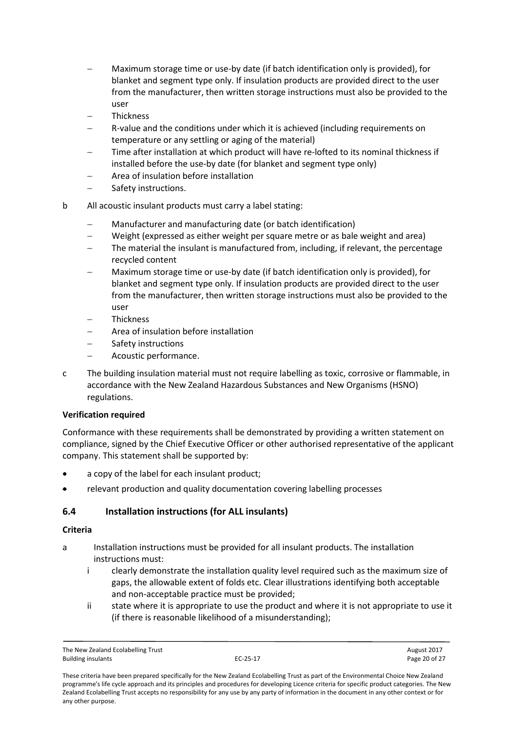- Maximum storage time or use-by date (if batch identification only is provided), for blanket and segment type only. If insulation products are provided direct to the user from the manufacturer, then written storage instructions must also be provided to the user
- Thickness
- R-value and the conditions under which it is achieved (including requirements on temperature or any settling or aging of the material)
- Time after installation at which product will have re-lofted to its nominal thickness if installed before the use-by date (for blanket and segment type only)
- Area of insulation before installation
- Safety instructions.

b All acoustic insulant products must carry a label stating:

- Manufacturer and manufacturing date (or batch identification)
- Weight (expressed as either weight per square metre or as bale weight and area)
- The material the insulant is manufactured from, including, if relevant, the percentage recycled content
- Maximum storage time or use-by date (if batch identification only is provided), for blanket and segment type only. If insulation products are provided direct to the user from the manufacturer, then written storage instructions must also be provided to the user
- Thickness
- Area of insulation before installation
- Safety instructions
- Acoustic performance.

c The building insulation material must not require labelling as toxic, corrosive or flammable, in accordance with the New Zealand Hazardous Substances and New Organisms (HSNO) regulations.

**Verification required**

Conformance with these requirements shall be demonstrated by providing a written statement on compliance, signed by the Chief Executive Officer or other authorised representative of the applicant company. This statement shall be supported by:

- a copy of the label for each insulant product;
- relevant production and quality documentation covering labelling processes

## 6.4 Installation instructions (for ALL insulants)

**Criteria**

a Installation instructions must be provided for all insulant products. The installation instructions must:

i clearly demonstrate the installation quality level required such as the maximum size of gaps, the allowable extent of folds etc. Clear illustrations identifying both acceptable and non-acceptable practice must be provided;

ii state where it is appropriate to use the product and where it is not appropriate to use it (if there is reasonable likelihood of a misunderstanding);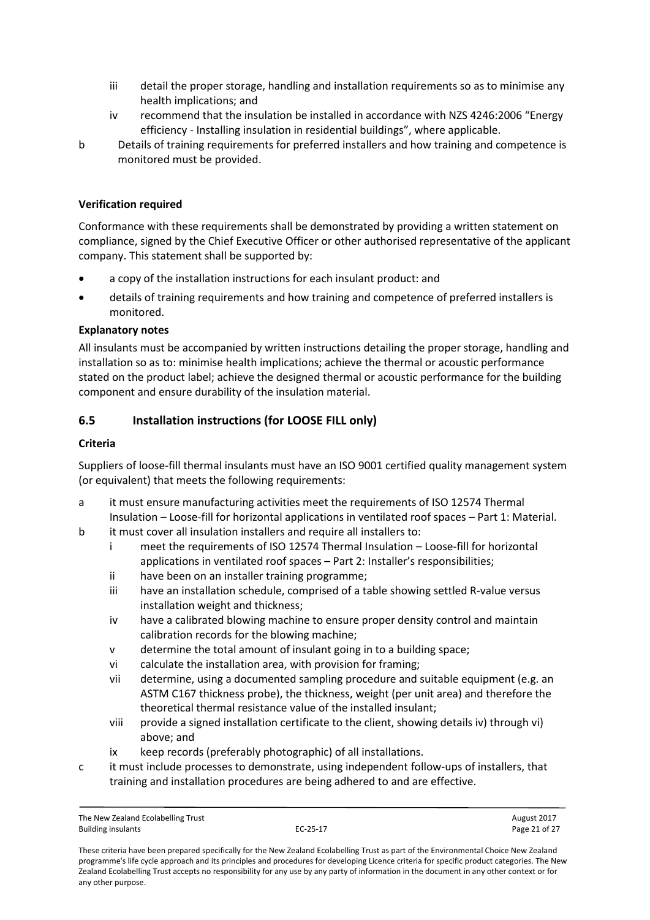- iii detail the proper storage, handling and installation requirements so as to minimise any health implications; and
   - iv recommend that the insulation be installed in accordance with NZS 4246:2006 "Energy efficiency - Installing insulation in residential buildings", where applicable.

b Details of training requirements for preferred installers and how training and competence is monitored must be provided.

**Verification required**

Conformance with these requirements shall be demonstrated by providing a written statement on compliance, signed by the Chief Executive Officer or other authorised representative of the applicant company. This statement shall be supported by:

- a copy of the installation instructions for each insulant product: and
- details of training requirements and how training and competence of preferred installers is monitored.

**Explanatory notes**

All insulants must be accompanied by written instructions detailing the proper storage, handling and installation so as to: minimise health implications; achieve the thermal or acoustic performance stated on the product label; achieve the designed thermal or acoustic performance for the building component and ensure durability of the insulation material.

## 6.5 Installation instructions (for LOOSE FILL only)

**Criteria**

Suppliers of loose-fill thermal insulants must have an ISO 9001 certified quality management system (or equivalent) that meets the following requirements:

a it must ensure manufacturing activities meet the requirements of ISO 12574 Thermal Insulation – Loose-fill for horizontal applications in ventilated roof spaces – Part 1: Material.

b it must cover all insulation installers and require all installers to:
   - i meet the requirements of ISO 12574 Thermal Insulation – Loose-fill for horizontal applications in ventilated roof spaces – Part 2: Installer's responsibilities;
   - ii have been on an installer training programme;
   - iii have an installation schedule, comprised of a table showing settled R-value versus installation weight and thickness;
   - iv have a calibrated blowing machine to ensure proper density control and maintain calibration records for the blowing machine;
   - v determine the total amount of insulant going in to a building space;
   - vi calculate the installation area, with provision for framing;
   - vii determine, using a documented sampling procedure and suitable equipment (e.g. an ASTM C167 thickness probe), the thickness, weight (per unit area) and therefore the theoretical thermal resistance value of the installed insulant;
   - viii provide a signed installation certificate to the client, showing details iv) through vi) above; and
   - ix keep records (preferably photographic) of all installations.

c it must include processes to demonstrate, using independent follow-ups of installers, that training and installation procedures are being adhered to and are effective.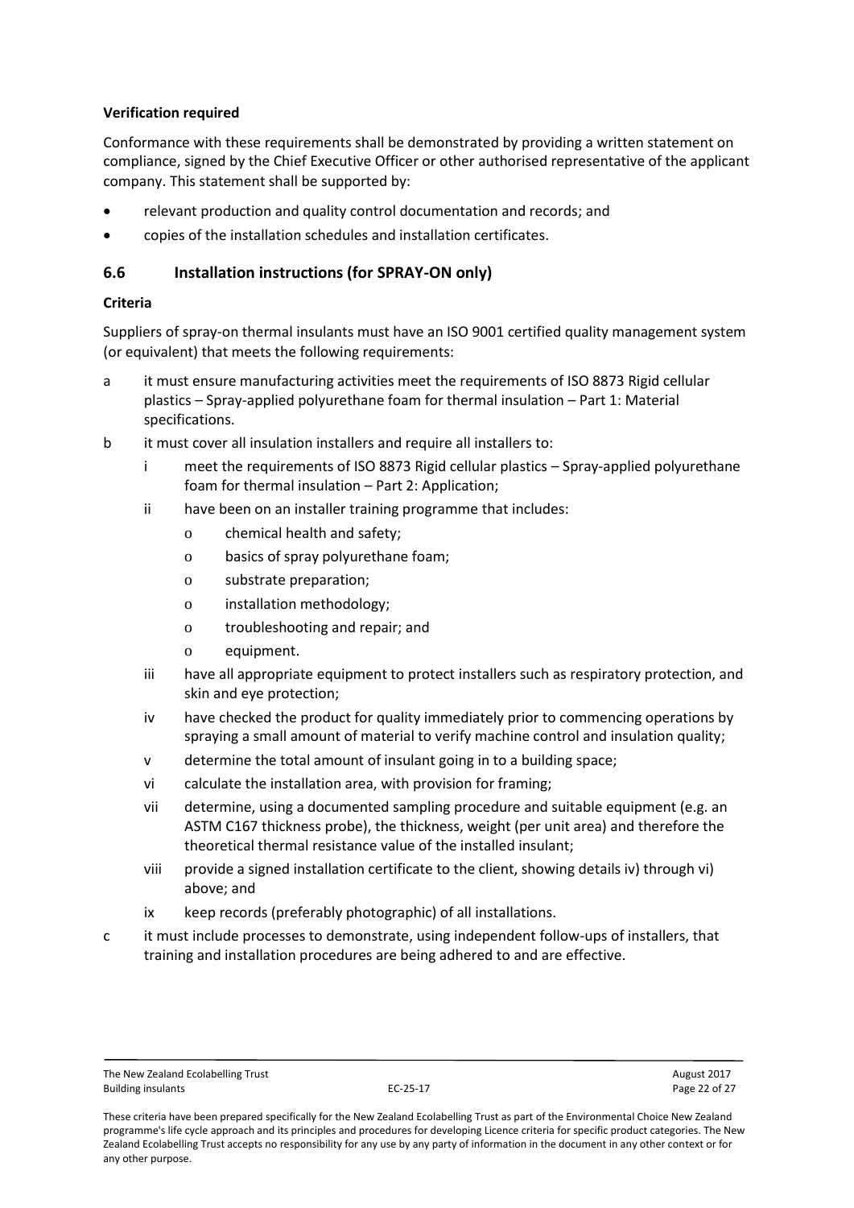**Verification required**

Conformance with these requirements shall be demonstrated by providing a written statement on compliance, signed by the Chief Executive Officer or other authorised representative of the applicant company. This statement shall be supported by:

- relevant production and quality control documentation and records; and
- copies of the installation schedules and installation certificates.

## 6.6 Installation instructions (for SPRAY-ON only)

**Criteria**

Suppliers of spray-on thermal insulants must have an ISO 9001 certified quality management system (or equivalent) that meets the following requirements:

a it must ensure manufacturing activities meet the requirements of ISO 8873 Rigid cellular plastics – Spray-applied polyurethane foam for thermal insulation – Part 1: Material specifications.

b it must cover all insulation installers and require all installers to:

  i meet the requirements of ISO 8873 Rigid cellular plastics – Spray-applied polyurethane foam for thermal insulation – Part 2: Application;

  ii have been on an installer training programme that includes:
    - chemical health and safety;
    - basics of spray polyurethane foam;
    - substrate preparation;
    - installation methodology;
    - troubleshooting and repair; and
    - equipment.

  iii have all appropriate equipment to protect installers such as respiratory protection, and skin and eye protection;

  iv have checked the product for quality immediately prior to commencing operations by spraying a small amount of material to verify machine control and insulation quality;

  v determine the total amount of insulant going in to a building space;

  vi calculate the installation area, with provision for framing;

  vii determine, using a documented sampling procedure and suitable equipment (e.g. an ASTM C167 thickness probe), the thickness, weight (per unit area) and therefore the theoretical thermal resistance value of the installed insulant;

  viii provide a signed installation certificate to the client, showing details iv) through vi) above; and

  ix keep records (preferably photographic) of all installations.

c it must include processes to demonstrate, using independent follow-ups of installers, that training and installation procedures are being adhered to and are effective.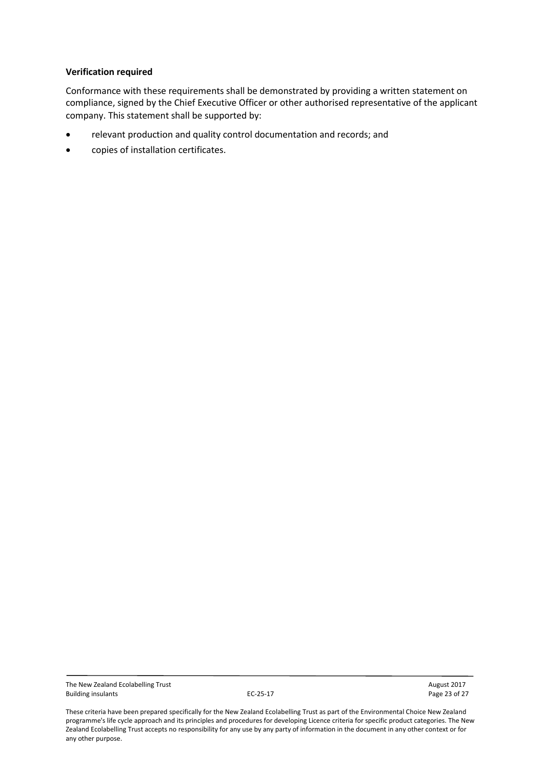**Verification required**

Conformance with these requirements shall be demonstrated by providing a written statement on compliance, signed by the Chief Executive Officer or other authorised representative of the applicant company. This statement shall be supported by:

- relevant production and quality control documentation and records; and
- copies of installation certificates.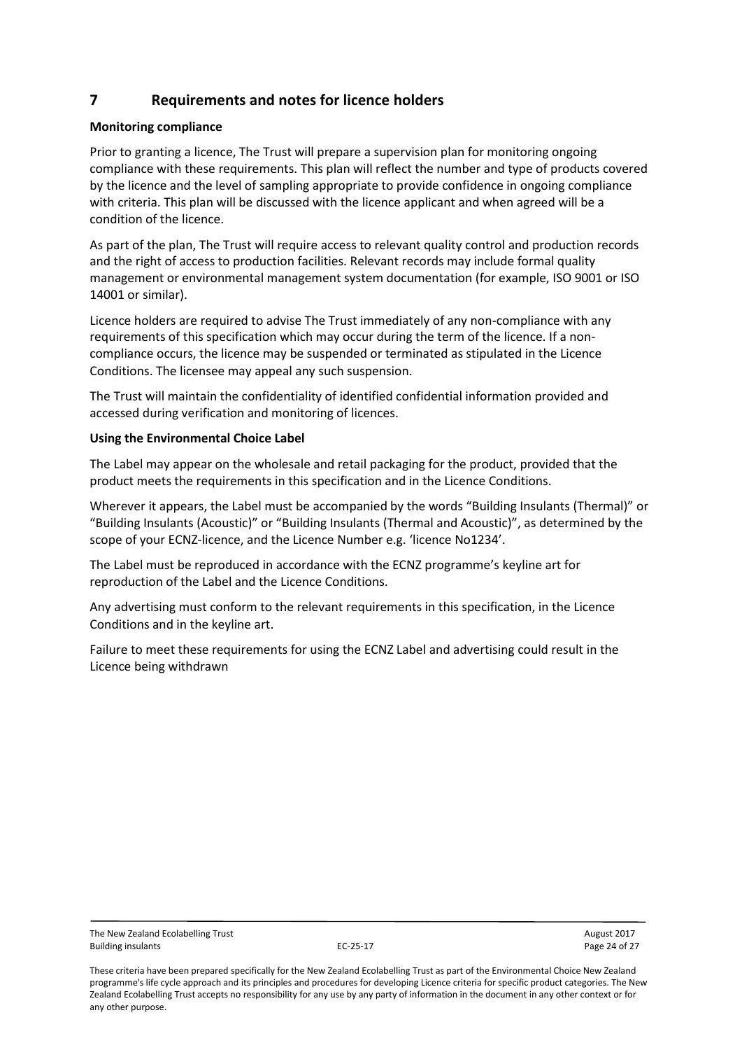## 7 Requirements and notes for licence holders

**Monitoring compliance**

Prior to granting a licence, The Trust will prepare a supervision plan for monitoring ongoing compliance with these requirements. This plan will reflect the number and type of products covered by the licence and the level of sampling appropriate to provide confidence in ongoing compliance with criteria. This plan will be discussed with the licence applicant and when agreed will be a condition of the licence.

As part of the plan, The Trust will require access to relevant quality control and production records and the right of access to production facilities. Relevant records may include formal quality management or environmental management system documentation (for example, ISO 9001 or ISO 14001 or similar).

Licence holders are required to advise The Trust immediately of any non-compliance with any requirements of this specification which may occur during the term of the licence. If a non-compliance occurs, the licence may be suspended or terminated as stipulated in the Licence Conditions. The licensee may appeal any such suspension.

The Trust will maintain the confidentiality of identified confidential information provided and accessed during verification and monitoring of licences.

**Using the Environmental Choice Label**

The Label may appear on the wholesale and retail packaging for the product, provided that the product meets the requirements in this specification and in the Licence Conditions.

Wherever it appears, the Label must be accompanied by the words "Building Insulants (Thermal)" or "Building Insulants (Acoustic)" or "Building Insulants (Thermal and Acoustic)", as determined by the scope of your ECNZ-licence, and the Licence Number e.g. 'licence No1234'.

The Label must be reproduced in accordance with the ECNZ programme's keyline art for reproduction of the Label and the Licence Conditions.

Any advertising must conform to the relevant requirements in this specification, in the Licence Conditions and in the keyline art.

Failure to meet these requirements for using the ECNZ Label and advertising could result in the Licence being withdrawn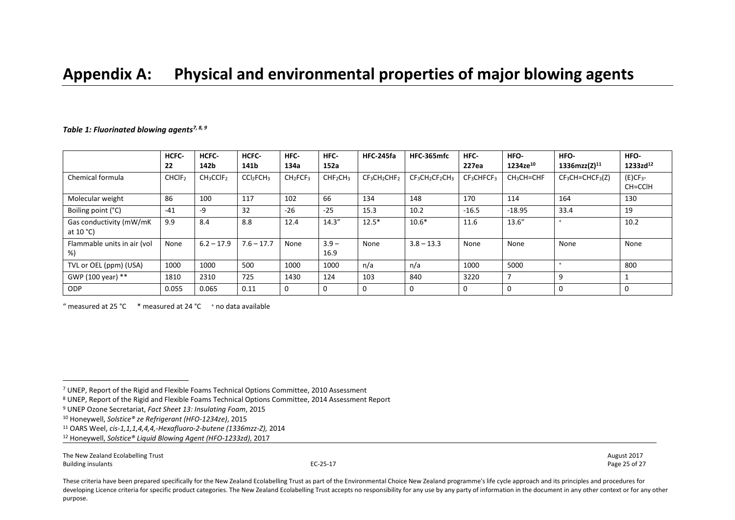# Appendix A: Physical and environmental properties of major blowing agents

***Table 1: Fluorinated blowing agents[7, 8, 9]***

| | HCFC-22 | HCFC-142b | HCFC-141b | HFC-134a | HFC-152a | HFC-245fa | HFC-365mfc | HFC-227ea | HFO-1234ze[10] | HFO-1336mzz(Z)[11] | HFO-1233zd[12] |
|---|---|---|---|---|---|---|---|---|---|---|---|
| Chemical formula | $CHClF_2$ | $CH_3CClF_2$ | $CCl_2FCH_3$ | $CH_2FCF_3$ | $CHF_2CH_3$ | $CF_3CH_2CHF_2$ | $CF_3CH_2CF_2CH_3$ | $CF_3CHFCF_3$ | $CH_3CH{=}CHF$ | $CF_3CH{=}CHCF_3$(Z) | (E)$CF_3$-CH=CClH |
| Molecular weight | 86 | 100 | 117 | 102 | 66 | 134 | 148 | 170 | 114 | 164 | 130 |
| Boiling point (°C) | -41 | -9 | 32 | -26 | -25 | 15.3 | 10.2 | -16.5 | -18.95 | 33.4 | 19 |
| Gas conductivity (mW/mK at 10 °C) | 9.9 | 8.4 | 8.8 | 12.4 | 14.3" | 12.5* | 10.6* | 11.6 | 13.6" | + | 10.2 |
| Flammable units in air (vol %) | None | 6.2 – 17.9 | 7.6 – 17.7 | None | 3.9 – 16.9 | None | 3.8 – 13.3 | None | None | None | None |
| TVL or OEL (ppm) (USA) | 1000 | 1000 | 500 | 1000 | 1000 | n/a | n/a | 1000 | 5000 | + | 800 |
| GWP (100 year) ** | 1810 | 2310 | 725 | 1430 | 124 | 103 | 840 | 3220 | 7 | 9 | 1 |
| ODP | 0.055 | 0.065 | 0.11 | 0 | 0 | 0 | 0 | 0 | 0 | 0 | 0 |

" measured at 25 °C   * measured at 24 °C   + no data available

[7] UNEP, Report of the Rigid and Flexible Foams Technical Options Committee, 2010 Assessment

[8] UNEP, Report of the Rigid and Flexible Foams Technical Options Committee, 2014 Assessment Report

[9] UNEP Ozone Secretariat, *Fact Sheet 13: Insulating Foam*, 2015

[10] Honeywell, *Solstice® ze Refrigerant (HFO-1234ze)*, 2015

[11] OARS Weel, *cis-1,1,1,4,4,4,-Hexafluoro-2-butene (1336mzz-Z),* 2014

[12] Honeywell, *Solstice® Liquid Blowing Agent (HFO-1233zd)*, 2017

These criteria have been prepared specifically for the New Zealand Ecolabelling Trust as part of the Environmental Choice New Zealand programme's life cycle approach and its principles and procedures for developing Licence criteria for specific product categories. The New Zealand Ecolabelling Trust accepts no responsibility for any use by any party of information in the document in any other context or for any other purpose.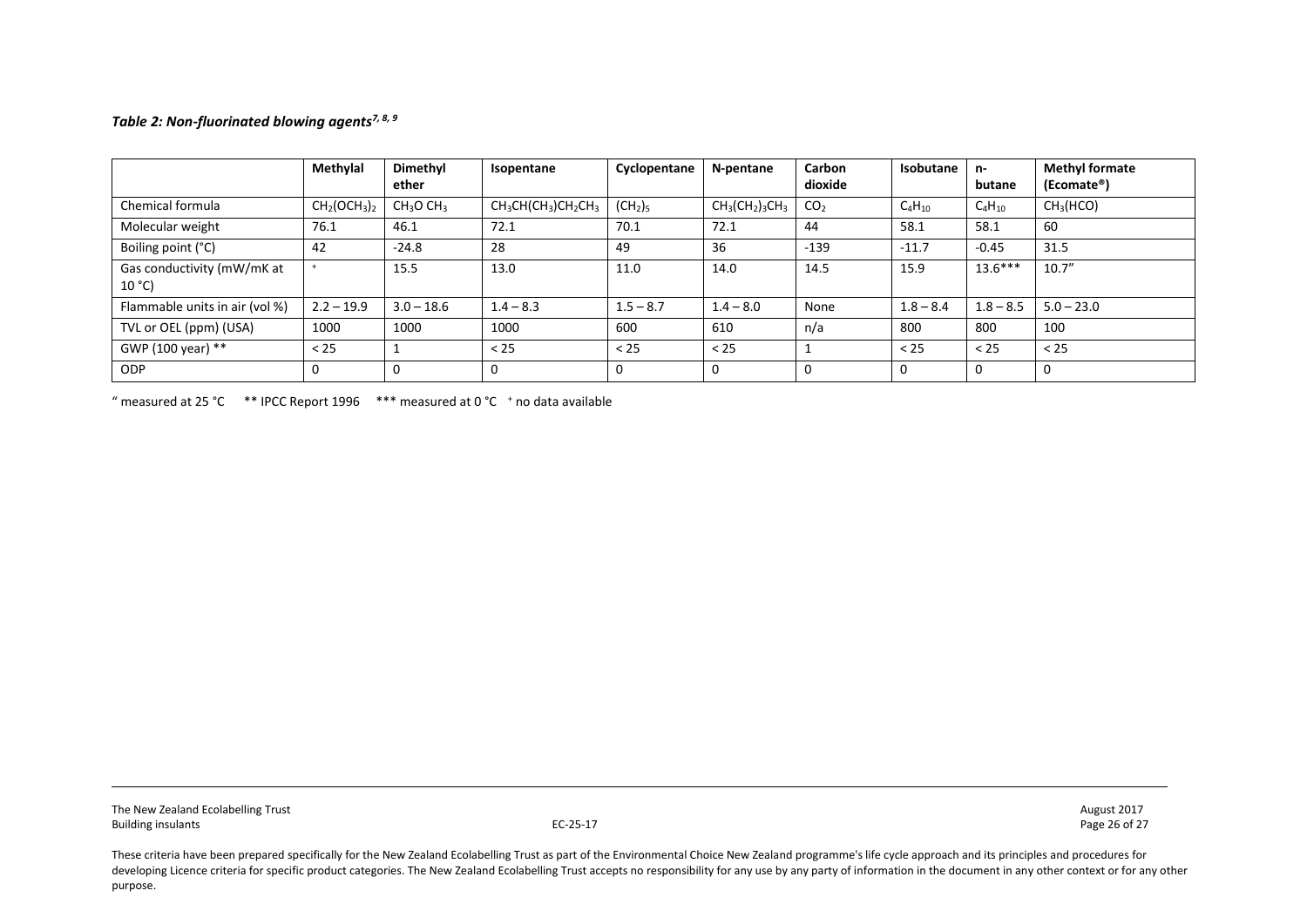***Table 2: Non-fluorinated blowing agents[7, 8, 9]***

| | Methylal | Dimethyl ether | Isopentane | Cyclopentane | N-pentane | Carbon dioxide | Isobutane | n-butane | Methyl formate (Ecomate®) |
|---|---|---|---|---|---|---|---|---|---|
| Chemical formula | $CH_2(OCH_3)_2$ | $CH_3O\ CH_3$ | $CH_3CH(CH_3)CH_2CH_3$ | $(CH_2)_5$ | $CH_3(CH_2)_3CH_3$ | $CO_2$ | $C_4H_{10}$ | $C_4H_{10}$ | $CH_3(HCO)$ |
| Molecular weight | 76.1 | 46.1 | 72.1 | 70.1 | 72.1 | 44 | 58.1 | 58.1 | 60 |
| Boiling point (°C) | 42 | -24.8 | 28 | 49 | 36 | -139 | -11.7 | -0.45 | 31.5 |
| Gas conductivity (mW/mK at 10 °C) | + | 15.5 | 13.0 | 11.0 | 14.0 | 14.5 | 15.9 | 13.6*** | 10.7" |
| Flammable units in air (vol %) | 2.2 – 19.9 | 3.0 – 18.6 | 1.4 – 8.3 | 1.5 – 8.7 | 1.4 – 8.0 | None | 1.8 – 8.4 | 1.8 – 8.5 | 5.0 – 23.0 |
| TVL or OEL (ppm) (USA) | 1000 | 1000 | 1000 | 600 | 610 | n/a | 800 | 800 | 100 |
| GWP (100 year) ** | < 25 | 1 | < 25 | < 25 | < 25 | 1 | < 25 | < 25 | < 25 |
| ODP | 0 | 0 | 0 | 0 | 0 | 0 | 0 | 0 | 0 |

" measured at 25 °C ** IPCC Report 1996 *** measured at 0 °C + no data available

These criteria have been prepared specifically for the New Zealand Ecolabelling Trust as part of the Environmental Choice New Zealand programme's life cycle approach and its principles and procedures for developing Licence criteria for specific product categories. The New Zealand Ecolabelling Trust accepts no responsibility for any use by any party of information in the document in any other context or for any other purpose.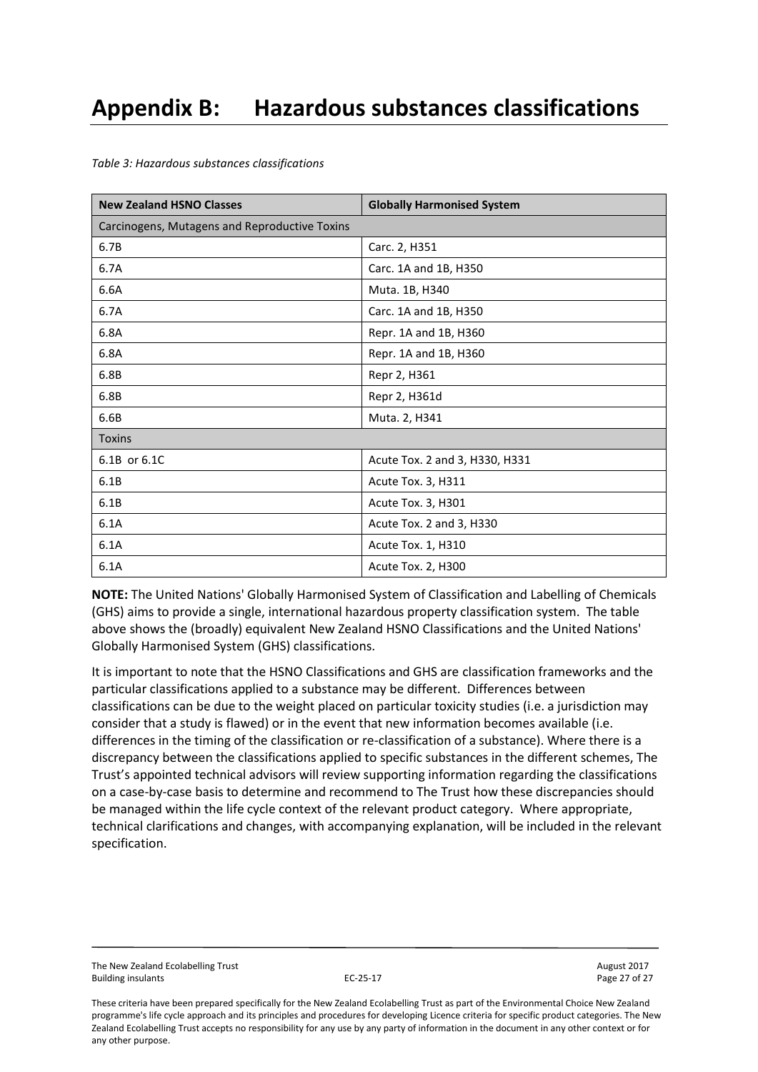# Appendix B: Hazardous substances classifications

*Table 3: Hazardous substances classifications*

| New Zealand HSNO Classes | Globally Harmonised System |
| --- | --- |
| Carcinogens, Mutagens and Reproductive Toxins | |
| 6.7B | Carc. 2, H351 |
| 6.7A | Carc. 1A and 1B, H350 |
| 6.6A | Muta. 1B, H340 |
| 6.7A | Carc. 1A and 1B, H350 |
| 6.8A | Repr. 1A and 1B, H360 |
| 6.8A | Repr. 1A and 1B, H360 |
| 6.8B | Repr 2, H361 |
| 6.8B | Repr 2, H361d |
| 6.6B | Muta. 2, H341 |
| Toxins | |
| 6.1B or 6.1C | Acute Tox. 2 and 3, H330, H331 |
| 6.1B | Acute Tox. 3, H311 |
| 6.1B | Acute Tox. 3, H301 |
| 6.1A | Acute Tox. 2 and 3, H330 |
| 6.1A | Acute Tox. 1, H310 |
| 6.1A | Acute Tox. 2, H300 |

**NOTE:** The United Nations' Globally Harmonised System of Classification and Labelling of Chemicals (GHS) aims to provide a single, international hazardous property classification system. The table above shows the (broadly) equivalent New Zealand HSNO Classifications and the United Nations' Globally Harmonised System (GHS) classifications.

It is important to note that the HSNO Classifications and GHS are classification frameworks and the particular classifications applied to a substance may be different. Differences between classifications can be due to the weight placed on particular toxicity studies (i.e. a jurisdiction may consider that a study is flawed) or in the event that new information becomes available (i.e. differences in the timing of the classification or re-classification of a substance). Where there is a discrepancy between the classifications applied to specific substances in the different schemes, The Trust's appointed technical advisors will review supporting information regarding the classifications on a case-by-case basis to determine and recommend to The Trust how these discrepancies should be managed within the life cycle context of the relevant product category. Where appropriate, technical clarifications and changes, with accompanying explanation, will be included in the relevant specification.

These criteria have been prepared specifically for the New Zealand Ecolabelling Trust as part of the Environmental Choice New Zealand programme's life cycle approach and its principles and procedures for developing Licence criteria for specific product categories. The New Zealand Ecolabelling Trust accepts no responsibility for any use by any party of information in the document in any other context or for any other purpose.